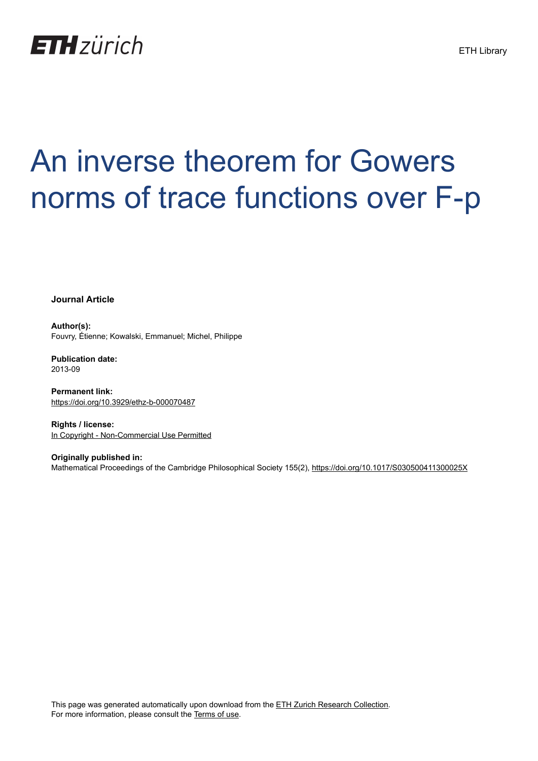ETH zürich

ETH Library

# An inverse theorem for Gowers norms of trace functions over F-p

**Journal Article**

**Author(s):**
Fouvry, Étienne; Kowalski, Emmanuel; Michel, Philippe

**Publication date:**
2013-09

**Permanent link:**
https://doi.org/10.3929/ethz-b-000070487

**Rights / license:**
In Copyright - Non-Commercial Use Permitted

**Originally published in:**
Mathematical Proceedings of the Cambridge Philosophical Society 155(2), https://doi.org/10.1017/S030500411300025X

This page was generated automatically upon download from the ETH Zurich Research Collection.
For more information, please consult the Terms of use.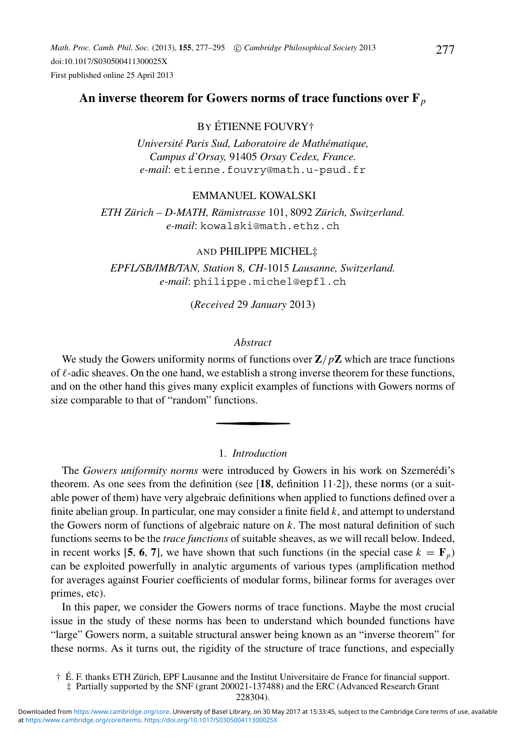# An inverse theorem for Gowers norms of trace functions over $\mathbf{F}_p$

BY ÉTIENNE FOUVRY†

*Université Paris Sud, Laboratoire de Mathématique, Campus d'Orsay,* 91405 *Orsay Cedex, France.*
*e-mail*: `etienne.fouvry@math.u-psud.fr`

EMMANUEL KOWALSKI

*ETH Zürich – D-MATH, Rämistrasse* 101, 8092 *Zürich, Switzerland.*
*e-mail*: `kowalski@math.ethz.ch`

AND PHILIPPE MICHEL‡

*EPFL/SB/IMB/TAN, Station* 8, *CH*-1015 *Lausanne, Switzerland.*
*e-mail*: `philippe.michel@epfl.ch`

(*Received* 29 *January* 2013)

*Abstract*

We study the Gowers uniformity norms of functions over $\mathbf{Z}/p\mathbf{Z}$ which are trace functions of $\ell$-adic sheaves. On the one hand, we establish a strong inverse theorem for these functions, and on the other hand this gives many explicit examples of functions with Gowers norms of size comparable to that of "random" functions.

## 1. *Introduction*

The *Gowers uniformity norms* were introduced by Gowers in his work on Szemerédi's theorem. As one sees from the definition (see [**18**, definition 11·2]), these norms (or a suitable power of them) have very algebraic definitions when applied to functions defined over a finite abelian group. In particular, one may consider a finite field $k$, and attempt to understand the Gowers norm of functions of algebraic nature on $k$. The most natural definition of such functions seems to be the *trace functions* of suitable sheaves, as we will recall below. Indeed, in recent works [**5**, **6**, **7**], we have shown that such functions (in the special case $k = \mathbf{F}_p$) can be exploited powerfully in analytic arguments of various types (amplification method for averages against Fourier coefficients of modular forms, bilinear forms for averages over primes, etc).

In this paper, we consider the Gowers norms of trace functions. Maybe the most crucial issue in the study of these norms has been to understand which bounded functions have "large" Gowers norm, a suitable structural answer being known as an "inverse theorem" for these norms. As it turns out, the rigidity of the structure of trace functions, and especially

† É. F. thanks ETH Zürich, EPF Lausanne and the Institut Universitaire de France for financial support.
‡ Partially supported by the SNF (grant 200021-137488) and the ERC (Advanced Research Grant 228304).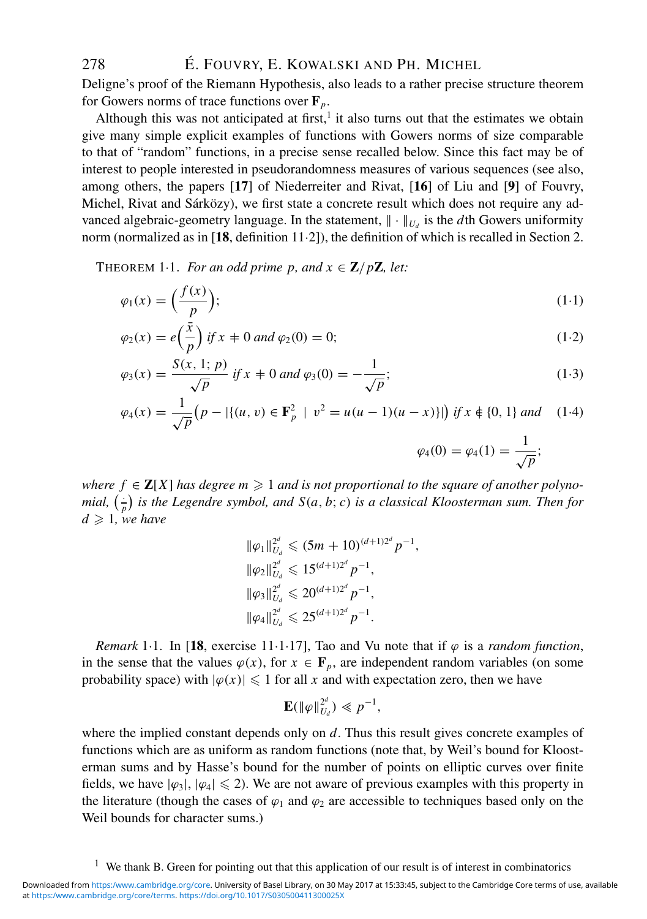Deligne's proof of the Riemann Hypothesis, also leads to a rather precise structure theorem for Gowers norms of trace functions over $\mathbf{F}_p$.

Although this was not anticipated at first,[1] it also turns out that the estimates we obtain give many simple explicit examples of functions with Gowers norms of size comparable to that of "random" functions, in a precise sense recalled below. Since this fact may be of interest to people interested in pseudorandomness measures of various sequences (see also, among others, the papers [**17**] of Niederreiter and Rivat, [**16**] of Liu and [**9**] of Fouvry, Michel, Rivat and Sárközy), we first state a concrete result which does not require any advanced algebraic-geometry language. In the statement, $\|\cdot\|_{U_d}$ is the $d$th Gowers uniformity norm (normalized as in [**18**, definition 11·2]), the definition of which is recalled in Section 2.

THEOREM 1·1. *For an odd prime $p$, and $x \in \mathbf{Z}/p\mathbf{Z}$, let:*

$$\varphi_1(x) = \Big(\frac{f(x)}{p}\Big); \tag{1·1}$$

$$\varphi_2(x) = e\Big(\frac{\bar{x}}{p}\Big) \text{ if } x \neq 0 \text{ and } \varphi_2(0) = 0; \tag{1·2}$$

$$\varphi_3(x) = \frac{S(x,1;p)}{\sqrt{p}} \text{ if } x \neq 0 \text{ and } \varphi_3(0) = -\frac{1}{\sqrt{p}}; \tag{1·3}$$

$$\varphi_4(x) = \frac{1}{\sqrt{p}}\big(p - |\{(u,v) \in \mathbf{F}_p^2 \mid v^2 = u(u-1)(u-x)\}|\big) \text{ if } x \notin \{0,1\} \text{ and } \varphi_4(0) = \varphi_4(1) = \frac{1}{\sqrt{p}}; \tag{1·4}$$

*where $f \in \mathbf{Z}[X]$ has degree $m \geqslant 1$ and is not proportional to the square of another polynomial, $\big(\frac{\cdot}{p}\big)$ is the Legendre symbol, and $S(a,b;c)$ is a classical Kloosterman sum. Then for $d \geqslant 1$, we have*

$$\|\varphi_1\|_{U_d}^{2^d} \leqslant (5m+10)^{(d+1)2^d} p^{-1},$$
$$\|\varphi_2\|_{U_d}^{2^d} \leqslant 15^{(d+1)2^d} p^{-1},$$
$$\|\varphi_3\|_{U_d}^{2^d} \leqslant 20^{(d+1)2^d} p^{-1},$$
$$\|\varphi_4\|_{U_d}^{2^d} \leqslant 25^{(d+1)2^d} p^{-1}.$$

*Remark* 1·1. In [**18**, exercise 11·1·17], Tao and Vu note that if $\varphi$ is a *random function*, in the sense that the values $\varphi(x)$, for $x \in \mathbf{F}_p$, are independent random variables (on some probability space) with $|\varphi(x)| \leqslant 1$ for all $x$ and with expectation zero, then we have

$$\mathbf{E}(\|\varphi\|_{U_d}^{2^d}) \ll p^{-1},$$

where the implied constant depends only on $d$. Thus this result gives concrete examples of functions which are as uniform as random functions (note that, by Weil's bound for Kloosterman sums and by Hasse's bound for the number of points on elliptic curves over finite fields, we have $|\varphi_3|, |\varphi_4| \leqslant 2$). We are not aware of previous examples with this property in the literature (though the cases of $\varphi_1$ and $\varphi_2$ are accessible to techniques based only on the Weil bounds for character sums.)

[1] We thank B. Green for pointing out that this application of our result is of interest in combinatorics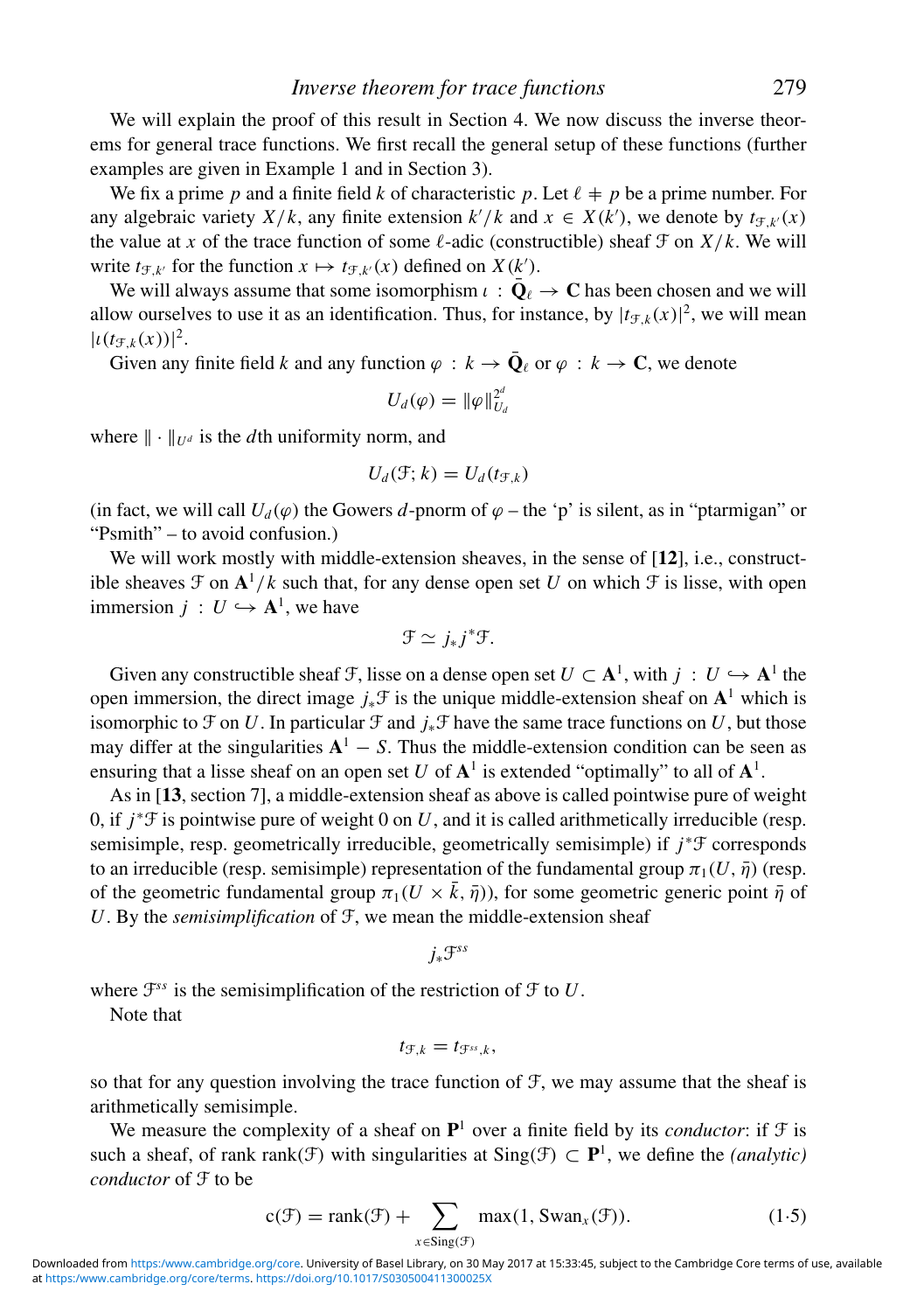We will explain the proof of this result in Section 4. We now discuss the inverse theorems for general trace functions. We first recall the general setup of these functions (further examples are given in Example 1 and in Section 3).

We fix a prime $p$ and a finite field $k$ of characteristic $p$. Let $\ell \neq p$ be a prime number. For any algebraic variety $X/k$, any finite extension $k'/k$ and $x \in X(k')$, we denote by $t_{\mathcal{F},k'}(x)$ the value at $x$ of the trace function of some $\ell$-adic (constructible) sheaf $\mathcal{F}$ on $X/k$. We will write $t_{\mathcal{F},k'}$ for the function $x \mapsto t_{\mathcal{F},k'}(x)$ defined on $X(k')$.

We will always assume that some isomorphism $\iota : \bar{\mathbf{Q}}_\ell \to \mathbf{C}$ has been chosen and we will allow ourselves to use it as an identification. Thus, for instance, by $|t_{\mathcal{F},k}(x)|^2$, we will mean $|\iota(t_{\mathcal{F},k}(x))|^2$.

Given any finite field $k$ and any function $\varphi : k \to \bar{\mathbf{Q}}_\ell$ or $\varphi : k \to \mathbf{C}$, we denote

$$U_d(\varphi) = \|\varphi\|_{U_d}^{2^d}$$

where $\|\cdot\|_{U^d}$ is the $d$th uniformity norm, and

$$U_d(\mathcal{F}; k) = U_d(t_{\mathcal{F},k})$$

(in fact, we will call $U_d(\varphi)$ the Gowers $d$-pnorm of $\varphi$ – the 'p' is silent, as in "ptarmigan" or "Psmith" – to avoid confusion.)

We will work mostly with middle-extension sheaves, in the sense of [**12**], i.e., constructible sheaves $\mathcal{F}$ on $\mathbf{A}^1/k$ such that, for any dense open set $U$ on which $\mathcal{F}$ is lisse, with open immersion $j : U \hookrightarrow \mathbf{A}^1$, we have

$$\mathcal{F} \simeq j_* j^* \mathcal{F}.$$

Given any constructible sheaf $\mathcal{F}$, lisse on a dense open set $U \subset \mathbf{A}^1$, with $j : U \hookrightarrow \mathbf{A}^1$ the open immersion, the direct image $j_*\mathcal{F}$ is the unique middle-extension sheaf on $\mathbf{A}^1$ which is isomorphic to $\mathcal{F}$ on $U$. In particular $\mathcal{F}$ and $j_*\mathcal{F}$ have the same trace functions on $U$, but those may differ at the singularities $\mathbf{A}^1 - S$. Thus the middle-extension condition can be seen as ensuring that a lisse sheaf on an open set $U$ of $\mathbf{A}^1$ is extended "optimally" to all of $\mathbf{A}^1$.

As in [**13**, section 7], a middle-extension sheaf as above is called pointwise pure of weight 0, if $j^*\mathcal{F}$ is pointwise pure of weight 0 on $U$, and it is called arithmetically irreducible (resp. semisimple, resp. geometrically irreducible, geometrically semisimple) if $j^*\mathcal{F}$ corresponds to an irreducible (resp. semisimple) representation of the fundamental group $\pi_1(U, \bar{\eta})$ (resp. of the geometric fundamental group $\pi_1(U \times \bar{k}, \bar{\eta})$), for some geometric generic point $\bar{\eta}$ of $U$. By the *semisimplification* of $\mathcal{F}$, we mean the middle-extension sheaf

$$j_*\mathcal{F}^{ss}$$

where $\mathcal{F}^{ss}$ is the semisimplification of the restriction of $\mathcal{F}$ to $U$.

Note that

$$t_{\mathcal{F},k} = t_{\mathcal{F}^{ss},k},$$

so that for any question involving the trace function of $\mathcal{F}$, we may assume that the sheaf is arithmetically semisimple.

We measure the complexity of a sheaf on $\mathbf{P}^1$ over a finite field by its *conductor*: if $\mathcal{F}$ is such a sheaf, of rank $\mathrm{rank}(\mathcal{F})$ with singularities at $\mathrm{Sing}(\mathcal{F}) \subset \mathbf{P}^1$, we define the *(analytic) conductor* of $\mathcal{F}$ to be

$$\mathrm{c}(\mathcal{F}) = \mathrm{rank}(\mathcal{F}) + \sum_{x \in \mathrm{Sing}(\mathcal{F})} \max(1, \mathrm{Swan}_x(\mathcal{F})). \tag{1·5}$$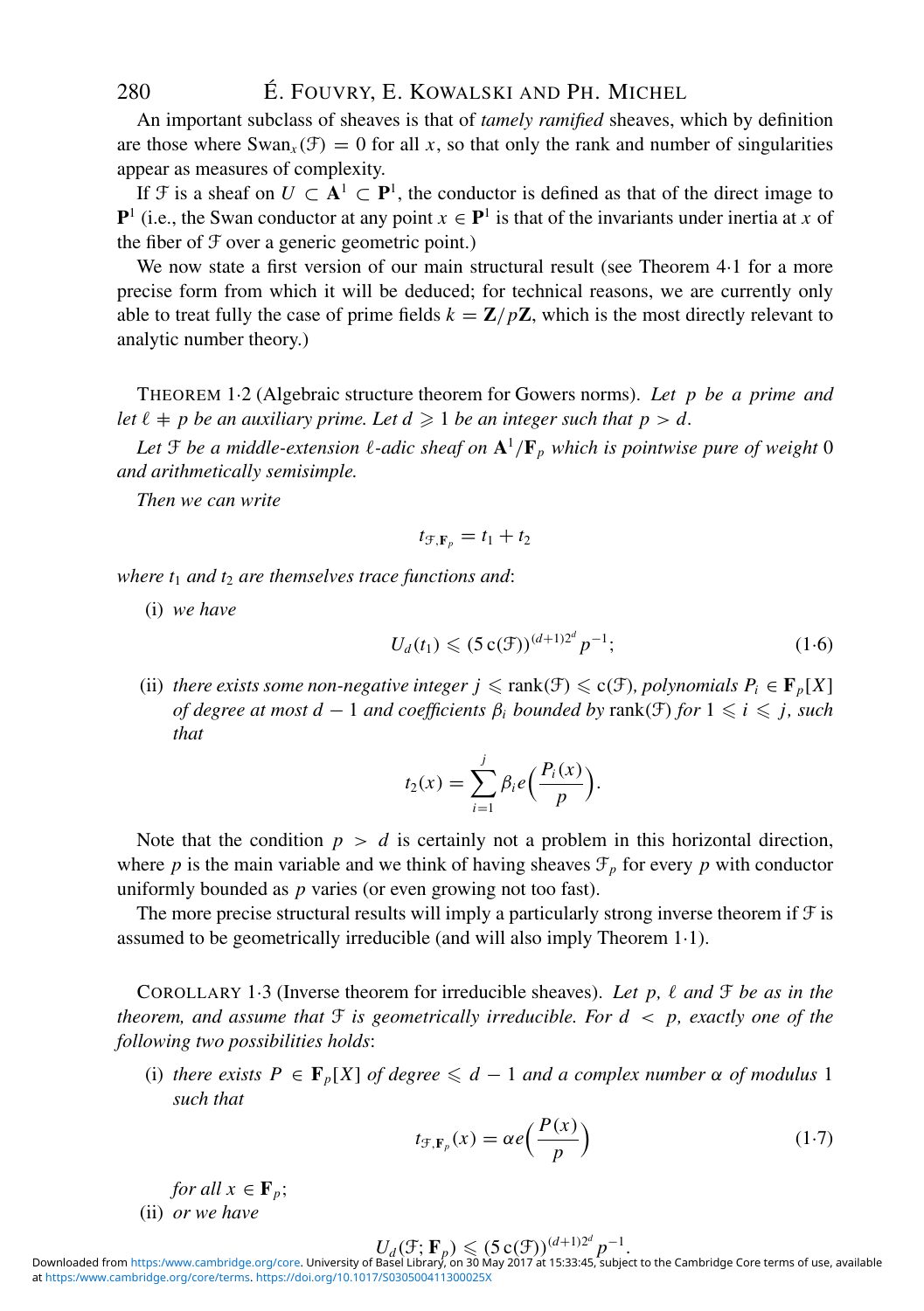An important subclass of sheaves is that of *tamely ramified* sheaves, which by definition are those where $\mathrm{Swan}_x(\mathcal{F}) = 0$ for all $x$, so that only the rank and number of singularities appear as measures of complexity.

If $\mathcal{F}$ is a sheaf on $U \subset \mathbf{A}^1 \subset \mathbf{P}^1$, the conductor is defined as that of the direct image to $\mathbf{P}^1$ (i.e., the Swan conductor at any point $x \in \mathbf{P}^1$ is that of the invariants under inertia at $x$ of the fiber of $\mathcal{F}$ over a generic geometric point.)

We now state a first version of our main structural result (see Theorem 4·1 for a more precise form from which it will be deduced; for technical reasons, we are currently only able to treat fully the case of prime fields $k = \mathbf{Z}/p\mathbf{Z}$, which is the most directly relevant to analytic number theory.)

THEOREM 1·2 (Algebraic structure theorem for Gowers norms). *Let $p$ be a prime and let $\ell \neq p$ be an auxiliary prime. Let $d \geqslant 1$ be an integer such that $p > d$.*

*Let $\mathcal{F}$ be a middle-extension $\ell$-adic sheaf on $\mathbf{A}^1/\mathbf{F}_p$ which is pointwise pure of weight 0 and arithmetically semisimple.*

*Then we can write*

$$t_{\mathcal{F},\mathbf{F}_p} = t_1 + t_2$$

*where $t_1$ and $t_2$ are themselves trace functions and*:

(i) *we have*

$$U_d(t_1) \leqslant (5\,\mathrm{c}(\mathcal{F}))^{(d+1)2^d} p^{-1}; \tag{1·6}$$

(ii) *there exists some non-negative integer $j \leqslant \mathrm{rank}(\mathcal{F}) \leqslant \mathrm{c}(\mathcal{F})$, polynomials $P_i \in \mathbf{F}_p[X]$ of degree at most $d-1$ and coefficients $\beta_i$ bounded by $\mathrm{rank}(\mathcal{F})$ for $1 \leqslant i \leqslant j$, such that*

$$t_2(x) = \sum_{i=1}^{j} \beta_i e\Big(\frac{P_i(x)}{p}\Big).$$

Note that the condition $p > d$ is certainly not a problem in this horizontal direction, where $p$ is the main variable and we think of having sheaves $\mathcal{F}_p$ for every $p$ with conductor uniformly bounded as $p$ varies (or even growing not too fast).

The more precise structural results will imply a particularly strong inverse theorem if $\mathcal{F}$ is assumed to be geometrically irreducible (and will also imply Theorem 1·1).

COROLLARY 1·3 (Inverse theorem for irreducible sheaves). *Let $p$, $\ell$ and $\mathcal{F}$ be as in the theorem, and assume that $\mathcal{F}$ is geometrically irreducible. For $d < p$, exactly one of the following two possibilities holds*:

(i) *there exists $P \in \mathbf{F}_p[X]$ of degree $\leqslant d-1$ and a complex number $\alpha$ of modulus 1 such that*

$$t_{\mathcal{F},\mathbf{F}_p}(x) = \alpha e\Big(\frac{P(x)}{p}\Big) \tag{1·7}$$

*for all $x \in \mathbf{F}_p$;*

(ii) *or we have*

$$U_d(\mathcal{F};\mathbf{F}_p) \leqslant (5\,\mathrm{c}(\mathcal{F}))^{(d+1)2^d} p^{-1}.$$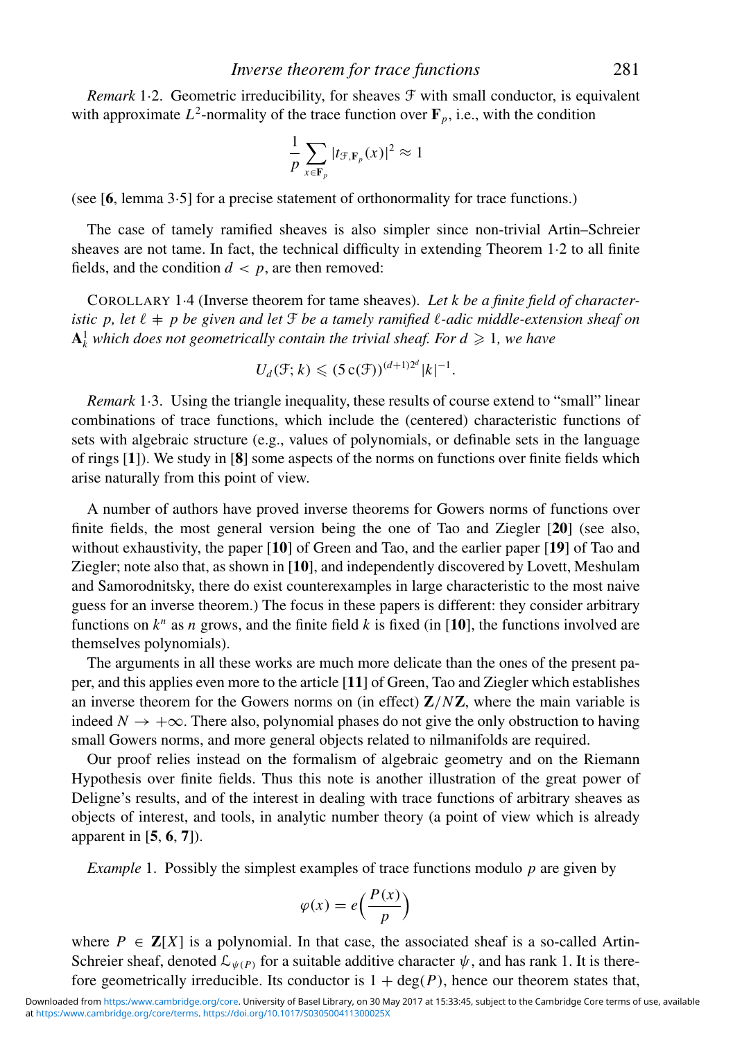*Remark* 1·2. Geometric irreducibility, for sheaves $\mathcal{F}$ with small conductor, is equivalent with approximate $L^2$-normality of the trace function over $\mathbf{F}_p$, i.e., with the condition

$$\frac{1}{p}\sum_{x\in\mathbf{F}_p}|t_{\mathcal{F},\mathbf{F}_p}(x)|^2 \approx 1$$

(see [**6**, lemma 3·5] for a precise statement of orthonormality for trace functions.)

The case of tamely ramified sheaves is also simpler since non-trivial Artin–Schreier sheaves are not tame. In fact, the technical difficulty in extending Theorem 1·2 to all finite fields, and the condition $d < p$, are then removed:

COROLLARY 1·4 (Inverse theorem for tame sheaves). *Let $k$ be a finite field of characteristic $p$, let $\ell \neq p$ be given and let $\mathcal{F}$ be a tamely ramified $\ell$-adic middle-extension sheaf on $\mathbf{A}^1_k$ which does not geometrically contain the trivial sheaf. For $d \geqslant 1$, we have*

$$U_d(\mathcal{F}; k) \leqslant (5\,\mathrm{c}(\mathcal{F}))^{(d+1)2^d}|k|^{-1}.$$

*Remark* 1·3. Using the triangle inequality, these results of course extend to "small" linear combinations of trace functions, which include the (centered) characteristic functions of sets with algebraic structure (e.g., values of polynomials, or definable sets in the language of rings [**1**]). We study in [**8**] some aspects of the norms on functions over finite fields which arise naturally from this point of view.

A number of authors have proved inverse theorems for Gowers norms of functions over finite fields, the most general version being the one of Tao and Ziegler [**20**] (see also, without exhaustivity, the paper [**10**] of Green and Tao, and the earlier paper [**19**] of Tao and Ziegler; note also that, as shown in [**10**], and independently discovered by Lovett, Meshulam and Samorodnitsky, there do exist counterexamples in large characteristic to the most naive guess for an inverse theorem.) The focus in these papers is different: they consider arbitrary functions on $k^n$ as $n$ grows, and the finite field $k$ is fixed (in [**10**], the functions involved are themselves polynomials).

The arguments in all these works are much more delicate than the ones of the present paper, and this applies even more to the article [**11**] of Green, Tao and Ziegler which establishes an inverse theorem for the Gowers norms on (in effect) $\mathbf{Z}/N\mathbf{Z}$, where the main variable is indeed $N \to +\infty$. There also, polynomial phases do not give the only obstruction to having small Gowers norms, and more general objects related to nilmanifolds are required.

Our proof relies instead on the formalism of algebraic geometry and on the Riemann Hypothesis over finite fields. Thus this note is another illustration of the great power of Deligne's results, and of the interest in dealing with trace functions of arbitrary sheaves as objects of interest, and tools, in analytic number theory (a point of view which is already apparent in [**5**, **6**, **7**]).

*Example* 1. Possibly the simplest examples of trace functions modulo $p$ are given by

$$\varphi(x) = e\Big(\frac{P(x)}{p}\Big)$$

where $P \in \mathbf{Z}[X]$ is a polynomial. In that case, the associated sheaf is a so-called Artin-Schreier sheaf, denoted $\mathcal{L}_{\psi(P)}$ for a suitable additive character $\psi$, and has rank 1. It is therefore geometrically irreducible. Its conductor is $1 + \deg(P)$, hence our theorem states that,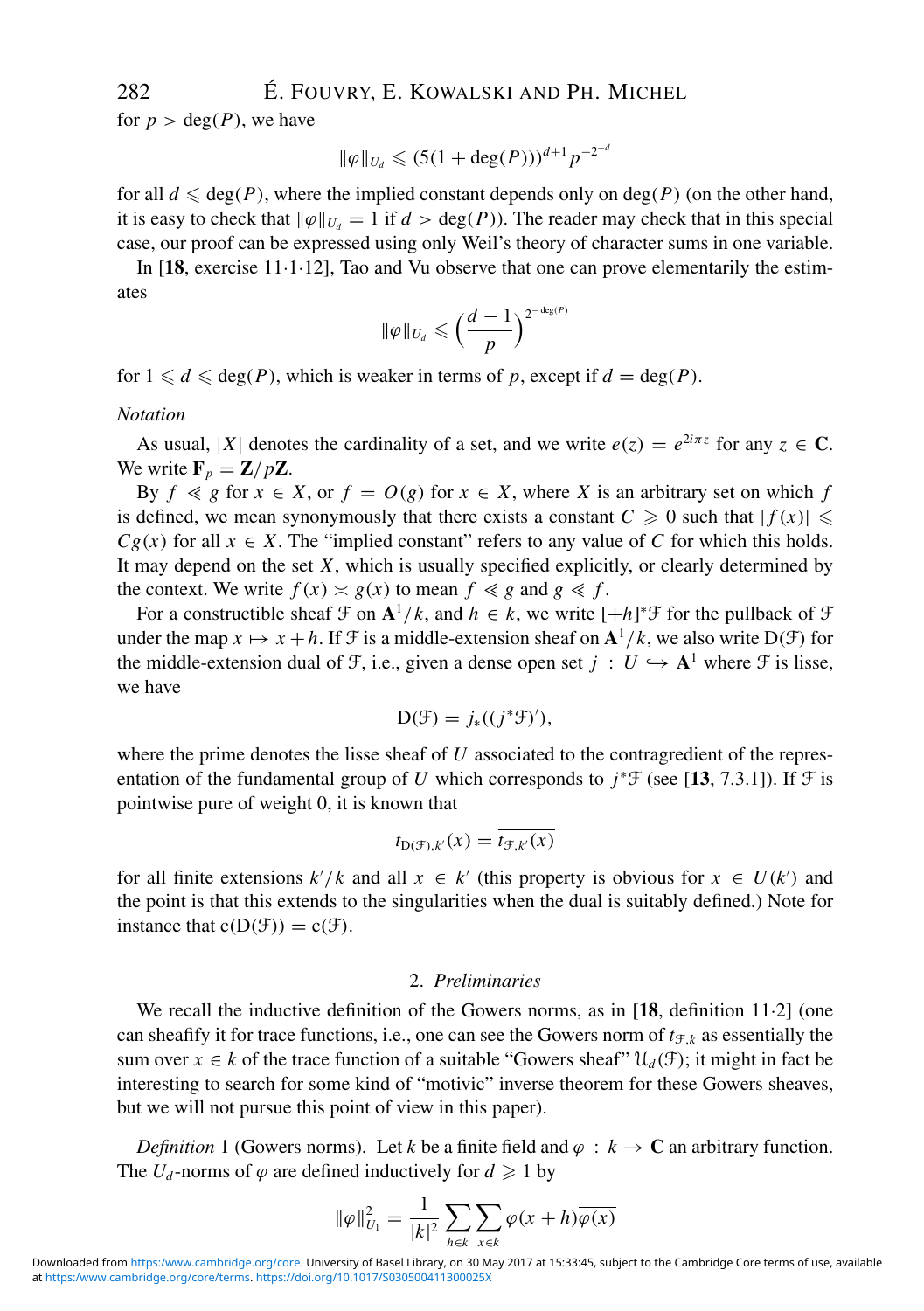for $p > \deg(P)$, we have

$$\|\varphi\|_{U_d} \leqslant (5(1+\deg(P)))^{d+1} p^{-2^{-d}}$$

for all $d \leqslant \deg(P)$, where the implied constant depends only on $\deg(P)$ (on the other hand, it is easy to check that $\|\varphi\|_{U_d} = 1$ if $d > \deg(P)$). The reader may check that in this special case, our proof can be expressed using only Weil's theory of character sums in one variable.

In [**18**, exercise 11·1·12], Tao and Vu observe that one can prove elementarily the estimates

$$\|\varphi\|_{U_d} \leqslant \Big(\frac{d-1}{p}\Big)^{2^{-\deg(P)}}$$

for $1 \leqslant d \leqslant \deg(P)$, which is weaker in terms of $p$, except if $d = \deg(P)$.

*Notation*

As usual, $|X|$ denotes the cardinality of a set, and we write $e(z) = e^{2i\pi z}$ for any $z \in \mathbf{C}$. We write $\mathbf{F}_p = \mathbf{Z}/p\mathbf{Z}$.

By $f \ll g$ for $x \in X$, or $f = O(g)$ for $x \in X$, where $X$ is an arbitrary set on which $f$ is defined, we mean synonymously that there exists a constant $C \geqslant 0$ such that $|f(x)| \leqslant Cg(x)$ for all $x \in X$. The "implied constant" refers to any value of $C$ for which this holds. It may depend on the set $X$, which is usually specified explicitly, or clearly determined by the context. We write $f(x) \asymp g(x)$ to mean $f \ll g$ and $g \ll f$.

For a constructible sheaf $\mathcal{F}$ on $\mathbf{A}^1/k$, and $h \in k$, we write $[+h]^*\mathcal{F}$ for the pullback of $\mathcal{F}$ under the map $x \mapsto x+h$. If $\mathcal{F}$ is a middle-extension sheaf on $\mathbf{A}^1/k$, we also write $\mathrm{D}(\mathcal{F})$ for the middle-extension dual of $\mathcal{F}$, i.e., given a dense open set $j : U \hookrightarrow \mathbf{A}^1$ where $\mathcal{F}$ is lisse, we have

$$\mathrm{D}(\mathcal{F}) = j_*((j^*\mathcal{F})'),$$

where the prime denotes the lisse sheaf of $U$ associated to the contragredient of the representation of the fundamental group of $U$ which corresponds to $j^*\mathcal{F}$ (see [**13**, 7.3.1]). If $\mathcal{F}$ is pointwise pure of weight 0, it is known that

$$t_{\mathrm{D}(\mathcal{F}),k'}(x) = \overline{t_{\mathcal{F},k'}(x)}$$

for all finite extensions $k'/k$ and all $x \in k'$ (this property is obvious for $x \in U(k')$ and the point is that this extends to the singularities when the dual is suitably defined.) Note for instance that $\mathrm{c}(\mathrm{D}(\mathcal{F})) = \mathrm{c}(\mathcal{F})$.

## 2. *Preliminaries*

We recall the inductive definition of the Gowers norms, as in [**18**, definition 11·2] (one can sheafify it for trace functions, i.e., one can see the Gowers norm of $t_{\mathcal{F},k}$ as essentially the sum over $x \in k$ of the trace function of a suitable "Gowers sheaf" $\mathcal{U}_d(\mathcal{F})$; it might in fact be interesting to search for some kind of "motivic" inverse theorem for these Gowers sheaves, but we will not pursue this point of view in this paper).

*Definition* 1 (Gowers norms). Let $k$ be a finite field and $\varphi : k \to \mathbf{C}$ an arbitrary function. The $U_d$-norms of $\varphi$ are defined inductively for $d \geqslant 1$ by

$$\|\varphi\|_{U_1}^2 = \frac{1}{|k|^2}\sum_{h\in k}\sum_{x\in k}\varphi(x+h)\overline{\varphi(x)}$$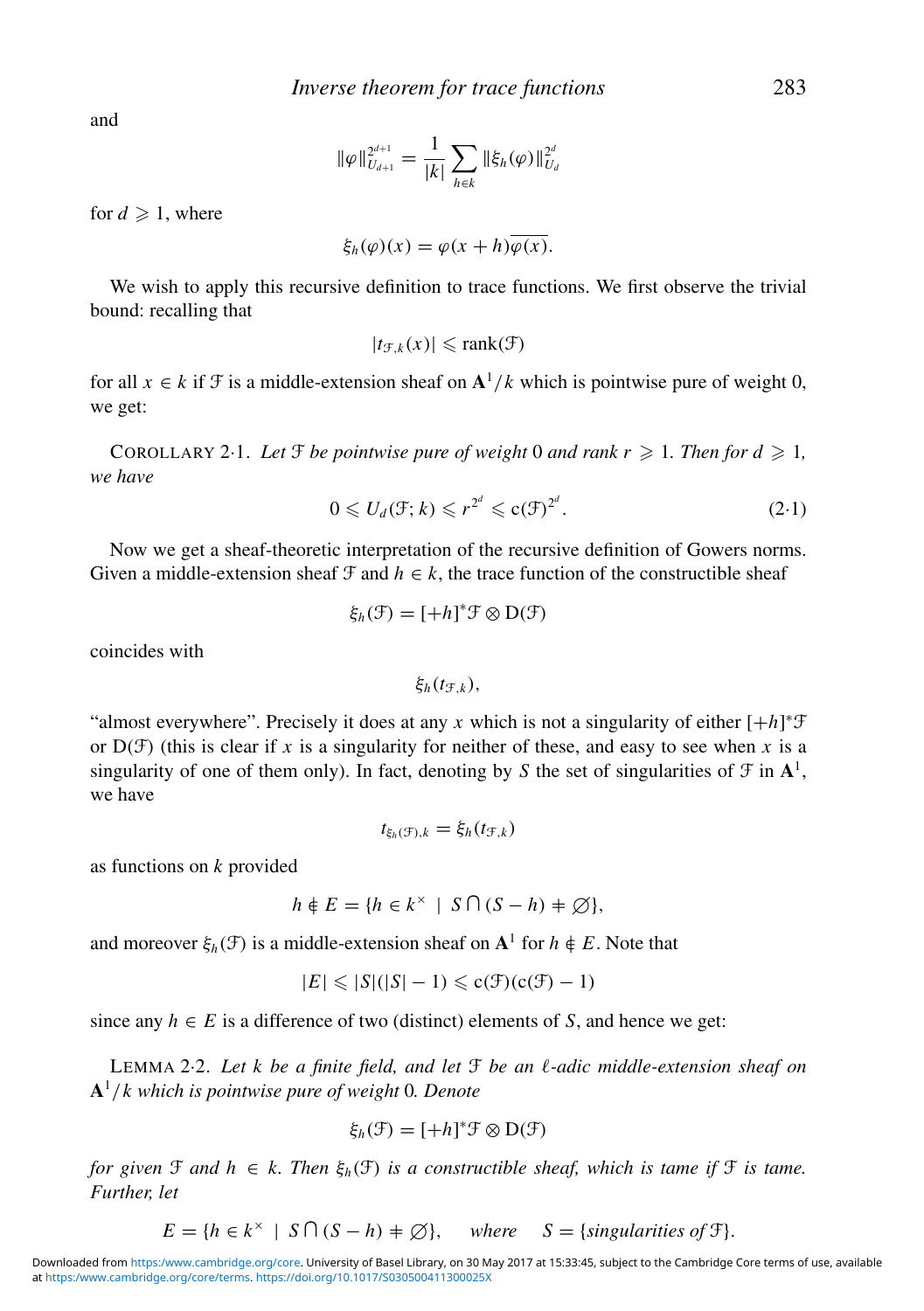and

$$\|\varphi\|_{U_{d+1}}^{2^{d+1}} = \frac{1}{|k|} \sum_{h \in k} \|\xi_h(\varphi)\|_{U_d}^{2^d}$$

for $d \geqslant 1$, where

$$\xi_h(\varphi)(x) = \varphi(x+h)\overline{\varphi(x)}.$$

We wish to apply this recursive definition to trace functions. We first observe the trivial bound: recalling that

$$|t_{\mathcal{F},k}(x)| \leqslant \mathrm{rank}(\mathcal{F})$$

for all $x \in k$ if $\mathcal{F}$ is a middle-extension sheaf on $\mathbf{A}^1/k$ which is pointwise pure of weight 0, we get:

COROLLARY 2·1. *Let $\mathcal{F}$ be pointwise pure of weight 0 and rank $r \geqslant 1$. Then for $d \geqslant 1$, we have*

$$0 \leqslant U_d(\mathcal{F}; k) \leqslant r^{2^d} \leqslant \mathrm{c}(\mathcal{F})^{2^d}. \tag{2·1}$$

Now we get a sheaf-theoretic interpretation of the recursive definition of Gowers norms. Given a middle-extension sheaf $\mathcal{F}$ and $h \in k$, the trace function of the constructible sheaf

$$\xi_h(\mathcal{F}) = [+h]^*\mathcal{F} \otimes \mathrm{D}(\mathcal{F})$$

coincides with

$$\xi_h(t_{\mathcal{F},k}),$$

"almost everywhere". Precisely it does at any $x$ which is not a singularity of either $[+h]^*\mathcal{F}$ or $\mathrm{D}(\mathcal{F})$ (this is clear if $x$ is a singularity for neither of these, and easy to see when $x$ is a singularity of one of them only). In fact, denoting by $S$ the set of singularities of $\mathcal{F}$ in $\mathbf{A}^1$, we have

$$t_{\xi_h(\mathcal{F}),k} = \xi_h(t_{\mathcal{F},k})$$

as functions on $k$ provided

$$h \notin E = \{h \in k^\times \mid S \cap (S-h) \neq \varnothing\},$$

and moreover $\xi_h(\mathcal{F})$ is a middle-extension sheaf on $\mathbf{A}^1$ for $h \notin E$. Note that

$$|E| \leqslant |S|(|S|-1) \leqslant \mathrm{c}(\mathcal{F})(\mathrm{c}(\mathcal{F})-1)$$

since any $h \in E$ is a difference of two (distinct) elements of $S$, and hence we get:

LEMMA 2·2. *Let $k$ be a finite field, and let $\mathcal{F}$ be an $\ell$-adic middle-extension sheaf on $\mathbf{A}^1/k$ which is pointwise pure of weight 0. Denote*

$$\xi_h(\mathcal{F}) = [+h]^*\mathcal{F} \otimes \mathrm{D}(\mathcal{F})$$

*for given $\mathcal{F}$ and $h \in k$. Then $\xi_h(\mathcal{F})$ is a constructible sheaf, which is tame if $\mathcal{F}$ is tame. Further, let*

$$E = \{h \in k^\times \mid S \cap (S-h) \neq \varnothing\}, \quad \textit{where} \quad S = \{\textit{singularities of } \mathcal{F}\}.$$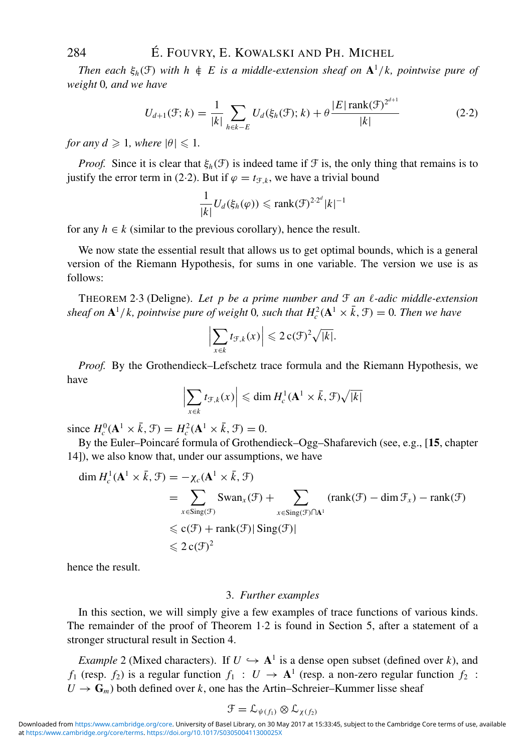*Then each $\xi_h(\mathcal{F})$ with $h \notin E$ is a middle-extension sheaf on $\mathbf{A}^1/k$, pointwise pure of weight* 0*, and we have*

$$U_{d+1}(\mathcal{F};k) = \frac{1}{|k|} \sum_{h \in k - E} U_d(\xi_h(\mathcal{F});k) + \theta \frac{|E|\,\mathrm{rank}(\mathcal{F})^{2^{d+1}}}{|k|} \qquad (2{\cdot}2)$$

*for any $d \geqslant 1$, where $|\theta| \leqslant 1$.*

*Proof.* Since it is clear that $\xi_h(\mathcal{F})$ is indeed tame if $\mathcal{F}$ is, the only thing that remains is to justify the error term in (2·2). But if $\varphi = t_{\mathcal{F},k}$, we have a trivial bound

$$\frac{1}{|k|} U_d(\xi_h(\varphi)) \leqslant \mathrm{rank}(\mathcal{F})^{2\cdot 2^d} |k|^{-1}$$

for any $h \in k$ (similar to the previous corollary), hence the result.

We now state the essential result that allows us to get optimal bounds, which is a general version of the Riemann Hypothesis, for sums in one variable. The version we use is as follows:

THEOREM 2·3 (Deligne). *Let $p$ be a prime number and $\mathcal{F}$ an $\ell$-adic middle-extension sheaf on $\mathbf{A}^1/k$, pointwise pure of weight* 0*, such that $H_c^2(\mathbf{A}^1 \times \bar{k}, \mathcal{F}) = 0$. Then we have*

$$\left| \sum_{x \in k} t_{\mathcal{F},k}(x) \right| \leqslant 2\,\mathrm{c}(\mathcal{F})^2 \sqrt{|k|}.$$

*Proof.* By the Grothendieck–Lefschetz trace formula and the Riemann Hypothesis, we have

$$\left| \sum_{x \in k} t_{\mathcal{F},k}(x) \right| \leqslant \dim H_c^1(\mathbf{A}^1 \times \bar{k}, \mathcal{F}) \sqrt{|k|}$$

since $H_c^0(\mathbf{A}^1 \times \bar{k}, \mathcal{F}) = H_c^2(\mathbf{A}^1 \times \bar{k}, \mathcal{F}) = 0$.

By the Euler–Poincaré formula of Grothendieck–Ogg–Shafarevich (see, e.g., [**15**, chapter 14]), we also know that, under our assumptions, we have

$$\begin{aligned}
\dim H_c^1(\mathbf{A}^1 \times \bar{k}, \mathcal{F}) &= -\chi_c(\mathbf{A}^1 \times \bar{k}, \mathcal{F}) \\
&= \sum_{x \in \mathrm{Sing}(\mathcal{F})} \mathrm{Swan}_x(\mathcal{F}) + \sum_{x \in \mathrm{Sing}(\mathcal{F}) \cap \mathbf{A}^1} (\mathrm{rank}(\mathcal{F}) - \dim \mathcal{F}_x) - \mathrm{rank}(\mathcal{F}) \\
&\leqslant \mathrm{c}(\mathcal{F}) + \mathrm{rank}(\mathcal{F})|\,\mathrm{Sing}(\mathcal{F})| \\
&\leqslant 2\,\mathrm{c}(\mathcal{F})^2
\end{aligned}$$

hence the result.

## 3. *Further examples*

In this section, we will simply give a few examples of trace functions of various kinds. The remainder of the proof of Theorem 1·2 is found in Section 5, after a statement of a stronger structural result in Section 4.

*Example* 2 (Mixed characters). If $U \hookrightarrow \mathbf{A}^1$ is a dense open subset (defined over $k$), and $f_1$ (resp. $f_2$) is a regular function $f_1 : U \to \mathbf{A}^1$ (resp. a non-zero regular function $f_2 : U \to \mathbf{G}_m$) both defined over $k$, one has the Artin–Schreier–Kummer lisse sheaf

$$\mathcal{F} = \mathcal{L}_{\psi(f_1)} \otimes \mathcal{L}_{\chi(f_2)}$$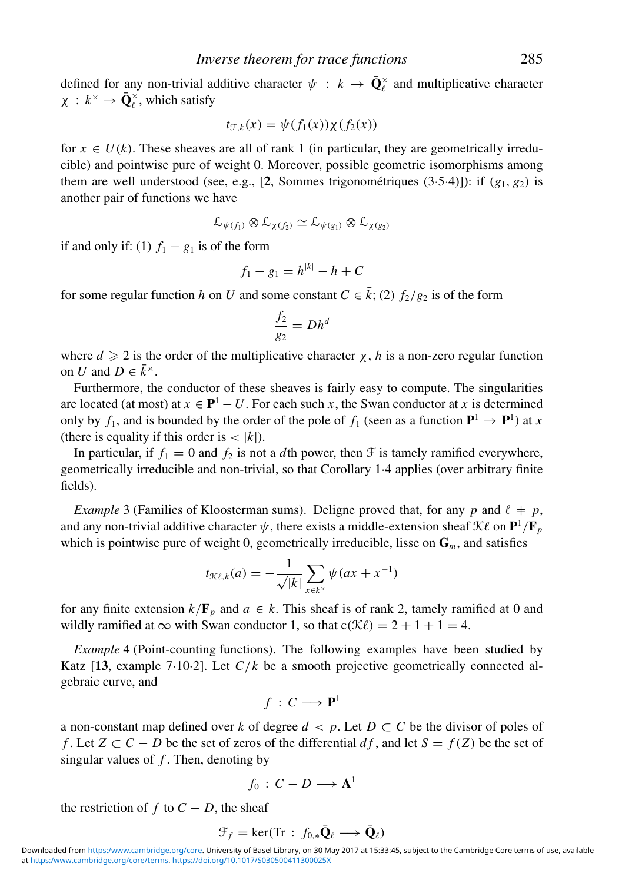defined for any non-trivial additive character $\psi : k \to \bar{\mathbf{Q}}_\ell^\times$ and multiplicative character $\chi : k^\times \to \bar{\mathbf{Q}}_\ell^\times$, which satisfy

$$t_{\mathcal{F},k}(x) = \psi(f_1(x))\chi(f_2(x))$$

for $x \in U(k)$. These sheaves are all of rank 1 (in particular, they are geometrically irreducible) and pointwise pure of weight 0. Moreover, possible geometric isomorphisms among them are well understood (see, e.g., [**2**, Sommes trigonométriques (3·5·4)]): if $(g_1, g_2)$ is another pair of functions we have

$$\mathcal{L}_{\psi(f_1)} \otimes \mathcal{L}_{\chi(f_2)} \simeq \mathcal{L}_{\psi(g_1)} \otimes \mathcal{L}_{\chi(g_2)}$$

if and only if: (1) $f_1 - g_1$ is of the form

$$f_1 - g_1 = h^{|k|} - h + C$$

for some regular function $h$ on $U$ and some constant $C \in \bar{k}$; (2) $f_2/g_2$ is of the form

$$\frac{f_2}{g_2} = Dh^d$$

where $d \geqslant 2$ is the order of the multiplicative character $\chi$, $h$ is a non-zero regular function on $U$ and $D \in \bar{k}^\times$.

Furthermore, the conductor of these sheaves is fairly easy to compute. The singularities are located (at most) at $x \in \mathbf{P}^1 - U$. For each such $x$, the Swan conductor at $x$ is determined only by $f_1$, and is bounded by the order of the pole of $f_1$ (seen as a function $\mathbf{P}^1 \to \mathbf{P}^1$) at $x$ (there is equality if this order is $< |k|$).

In particular, if $f_1 = 0$ and $f_2$ is not a $d$th power, then $\mathcal{F}$ is tamely ramified everywhere, geometrically irreducible and non-trivial, so that Corollary 1·4 applies (over arbitrary finite fields).

*Example* 3 (Families of Kloosterman sums). Deligne proved that, for any $p$ and $\ell \neq p$, and any non-trivial additive character $\psi$, there exists a middle-extension sheaf $\mathcal{K}\ell$ on $\mathbf{P}^1/\mathbf{F}_p$ which is pointwise pure of weight 0, geometrically irreducible, lisse on $\mathbf{G}_m$, and satisfies

$$t_{\mathcal{K}\ell,k}(a) = -\frac{1}{\sqrt{|k|}} \sum_{x \in k^\times} \psi(ax + x^{-1})$$

for any finite extension $k/\mathbf{F}_p$ and $a \in k$. This sheaf is of rank 2, tamely ramified at 0 and wildly ramified at $\infty$ with Swan conductor 1, so that $\mathrm{c}(\mathcal{K}\ell) = 2 + 1 + 1 = 4$.

*Example* 4 (Point-counting functions). The following examples have been studied by Katz [**13**, example 7·10·2]. Let $C/k$ be a smooth projective geometrically connected algebraic curve, and

$$f : C \longrightarrow \mathbf{P}^1$$

a non-constant map defined over $k$ of degree $d < p$. Let $D \subset C$ be the divisor of poles of $f$. Let $Z \subset C - D$ be the set of zeros of the differential $df$, and let $S = f(Z)$ be the set of singular values of $f$. Then, denoting by

$$f_0 : C - D \longrightarrow \mathbf{A}^1$$

the restriction of $f$ to $C - D$, the sheaf

$$\mathcal{F}_f = \ker(\mathrm{Tr} : f_{0,*}\bar{\mathbf{Q}}_\ell \longrightarrow \bar{\mathbf{Q}}_\ell)$$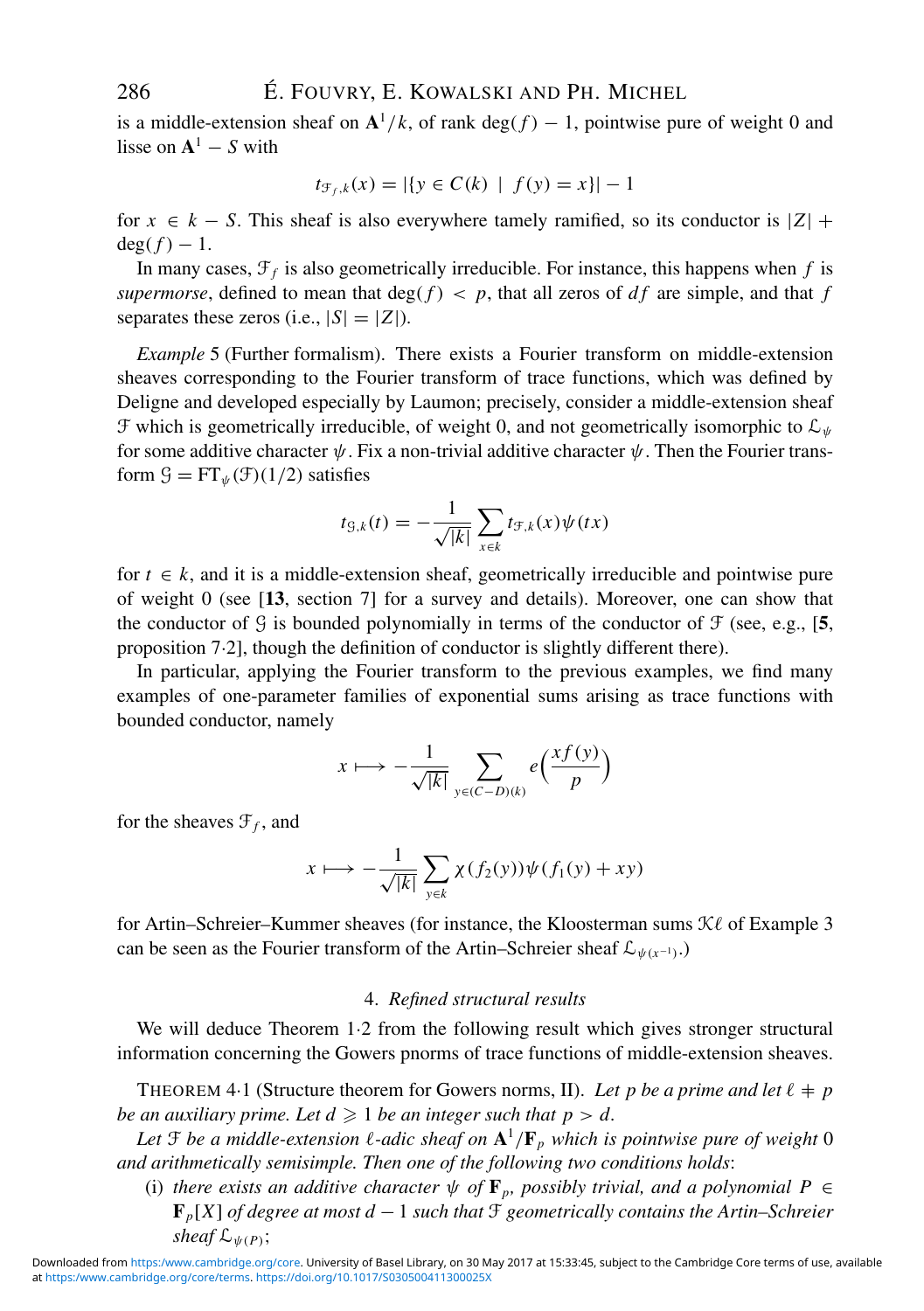is a middle-extension sheaf on $\mathbf{A}^1/k$, of rank $\deg(f) - 1$, pointwise pure of weight 0 and lisse on $\mathbf{A}^1 - S$ with

$$t_{\mathcal{F}_f,k}(x) = |\{y \in C(k) \mid f(y) = x\}| - 1$$

for $x \in k - S$. This sheaf is also everywhere tamely ramified, so its conductor is $|Z| + \deg(f) - 1$.

In many cases, $\mathcal{F}_f$ is also geometrically irreducible. For instance, this happens when $f$ is *supermorse*, defined to mean that $\deg(f) < p$, that all zeros of $df$ are simple, and that $f$ separates these zeros (i.e., $|S| = |Z|$).

*Example* 5 (Further formalism). There exists a Fourier transform on middle-extension sheaves corresponding to the Fourier transform of trace functions, which was defined by Deligne and developed especially by Laumon; precisely, consider a middle-extension sheaf $\mathcal{F}$ which is geometrically irreducible, of weight 0, and not geometrically isomorphic to $\mathcal{L}_\psi$ for some additive character $\psi$. Fix a non-trivial additive character $\psi$. Then the Fourier transform $\mathcal{G} = \mathrm{FT}_\psi(\mathcal{F})(1/2)$ satisfies

$$t_{\mathcal{G},k}(t) = -\frac{1}{\sqrt{|k|}} \sum_{x \in k} t_{\mathcal{F},k}(x)\psi(tx)$$

for $t \in k$, and it is a middle-extension sheaf, geometrically irreducible and pointwise pure of weight 0 (see [**13**, section 7] for a survey and details). Moreover, one can show that the conductor of $\mathcal{G}$ is bounded polynomially in terms of the conductor of $\mathcal{F}$ (see, e.g., [**5**, proposition 7·2], though the definition of conductor is slightly different there).

In particular, applying the Fourier transform to the previous examples, we find many examples of one-parameter families of exponential sums arising as trace functions with bounded conductor, namely

$$x \longmapsto -\frac{1}{\sqrt{|k|}} \sum_{y \in (C-D)(k)} e\Big(\frac{xf(y)}{p}\Big)$$

for the sheaves $\mathcal{F}_f$, and

$$x \longmapsto -\frac{1}{\sqrt{|k|}} \sum_{y \in k} \chi(f_2(y))\psi(f_1(y) + xy)$$

for Artin–Schreier–Kummer sheaves (for instance, the Kloosterman sums $\mathcal{K}\ell$ of Example 3 can be seen as the Fourier transform of the Artin–Schreier sheaf $\mathcal{L}_{\psi(x^{-1})}$.)

## 4. *Refined structural results*

We will deduce Theorem 1·2 from the following result which gives stronger structural information concerning the Gowers pnorms of trace functions of middle-extension sheaves.

THEOREM 4·1 (Structure theorem for Gowers norms, II). *Let $p$ be a prime and let $\ell \neq p$ be an auxiliary prime. Let $d \geqslant 1$ be an integer such that $p > d$.*

*Let $\mathcal{F}$ be a middle-extension $\ell$-adic sheaf on $\mathbf{A}^1/\mathbf{F}_p$ which is pointwise pure of weight 0 and arithmetically semisimple. Then one of the following two conditions holds*:

(i) *there exists an additive character $\psi$ of $\mathbf{F}_p$, possibly trivial, and a polynomial $P \in \mathbf{F}_p[X]$ of degree at most $d - 1$ such that $\mathcal{F}$ geometrically contains the Artin–Schreier sheaf $\mathcal{L}_{\psi(P)}$*;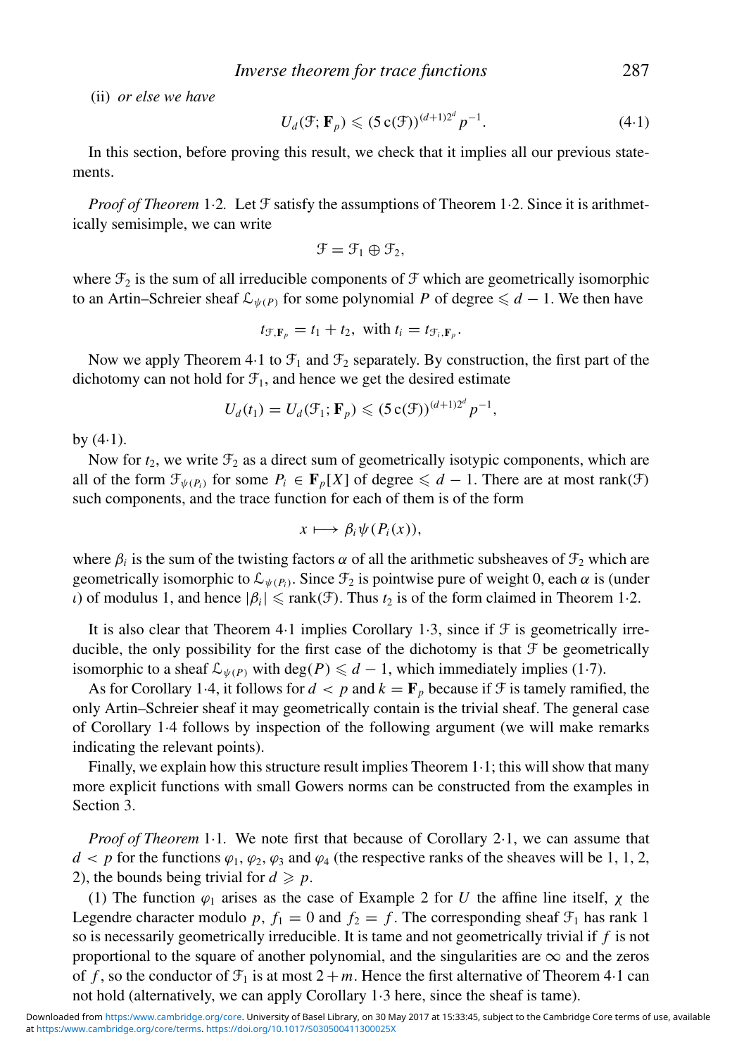(ii) *or else we have*

$$U_d(\mathcal{F}; \mathbf{F}_p) \leqslant (5\,\mathrm{c}(\mathcal{F}))^{(d+1)2^d} p^{-1}. \tag{4·1}$$

In this section, before proving this result, we check that it implies all our previous statements.

*Proof of Theorem* 1·2. Let $\mathcal{F}$ satisfy the assumptions of Theorem 1·2. Since it is arithmetically semisimple, we can write

$$\mathcal{F} = \mathcal{F}_1 \oplus \mathcal{F}_2,$$

where $\mathcal{F}_2$ is the sum of all irreducible components of $\mathcal{F}$ which are geometrically isomorphic to an Artin–Schreier sheaf $\mathcal{L}_{\psi(P)}$ for some polynomial $P$ of degree $\leqslant d-1$. We then have

$$t_{\mathcal{F},\mathbf{F}_p} = t_1 + t_2, \text{ with } t_i = t_{\mathcal{F}_i,\mathbf{F}_p}.$$

Now we apply Theorem 4·1 to $\mathcal{F}_1$ and $\mathcal{F}_2$ separately. By construction, the first part of the dichotomy can not hold for $\mathcal{F}_1$, and hence we get the desired estimate

$$U_d(t_1) = U_d(\mathcal{F}_1; \mathbf{F}_p) \leqslant (5\,\mathrm{c}(\mathcal{F}))^{(d+1)2^d} p^{-1},$$

by (4·1).

Now for $t_2$, we write $\mathcal{F}_2$ as a direct sum of geometrically isotypic components, which are all of the form $\mathcal{F}_{\psi(P_i)}$ for some $P_i \in \mathbf{F}_p[X]$ of degree $\leqslant d-1$. There are at most $\mathrm{rank}(\mathcal{F})$ such components, and the trace function for each of them is of the form

$$x \longmapsto \beta_i \psi(P_i(x)),$$

where $\beta_i$ is the sum of the twisting factors $\alpha$ of all the arithmetic subsheaves of $\mathcal{F}_2$ which are geometrically isomorphic to $\mathcal{L}_{\psi(P_i)}$. Since $\mathcal{F}_2$ is pointwise pure of weight 0, each $\alpha$ is (under $\iota$) of modulus 1, and hence $|\beta_i| \leqslant \mathrm{rank}(\mathcal{F})$. Thus $t_2$ is of the form claimed in Theorem 1·2.

It is also clear that Theorem 4·1 implies Corollary 1·3, since if $\mathcal{F}$ is geometrically irreducible, the only possibility for the first case of the dichotomy is that $\mathcal{F}$ be geometrically isomorphic to a sheaf $\mathcal{L}_{\psi(P)}$ with $\deg(P) \leqslant d-1$, which immediately implies (1·7).

As for Corollary 1·4, it follows for $d < p$ and $k = \mathbf{F}_p$ because if $\mathcal{F}$ is tamely ramified, the only Artin–Schreier sheaf it may geometrically contain is the trivial sheaf. The general case of Corollary 1·4 follows by inspection of the following argument (we will make remarks indicating the relevant points).

Finally, we explain how this structure result implies Theorem 1·1; this will show that many more explicit functions with small Gowers norms can be constructed from the examples in Section 3.

*Proof of Theorem* 1·1. We note first that because of Corollary 2·1, we can assume that $d < p$ for the functions $\varphi_1$, $\varphi_2$, $\varphi_3$ and $\varphi_4$ (the respective ranks of the sheaves will be 1, 1, 2, 2), the bounds being trivial for $d \geqslant p$.

(1) The function $\varphi_1$ arises as the case of Example 2 for $U$ the affine line itself, $\chi$ the Legendre character modulo $p$, $f_1 = 0$ and $f_2 = f$. The corresponding sheaf $\mathcal{F}_1$ has rank 1 so is necessarily geometrically irreducible. It is tame and not geometrically trivial if $f$ is not proportional to the square of another polynomial, and the singularities are $\infty$ and the zeros of $f$, so the conductor of $\mathcal{F}_1$ is at most $2+m$. Hence the first alternative of Theorem 4·1 can not hold (alternatively, we can apply Corollary 1·3 here, since the sheaf is tame).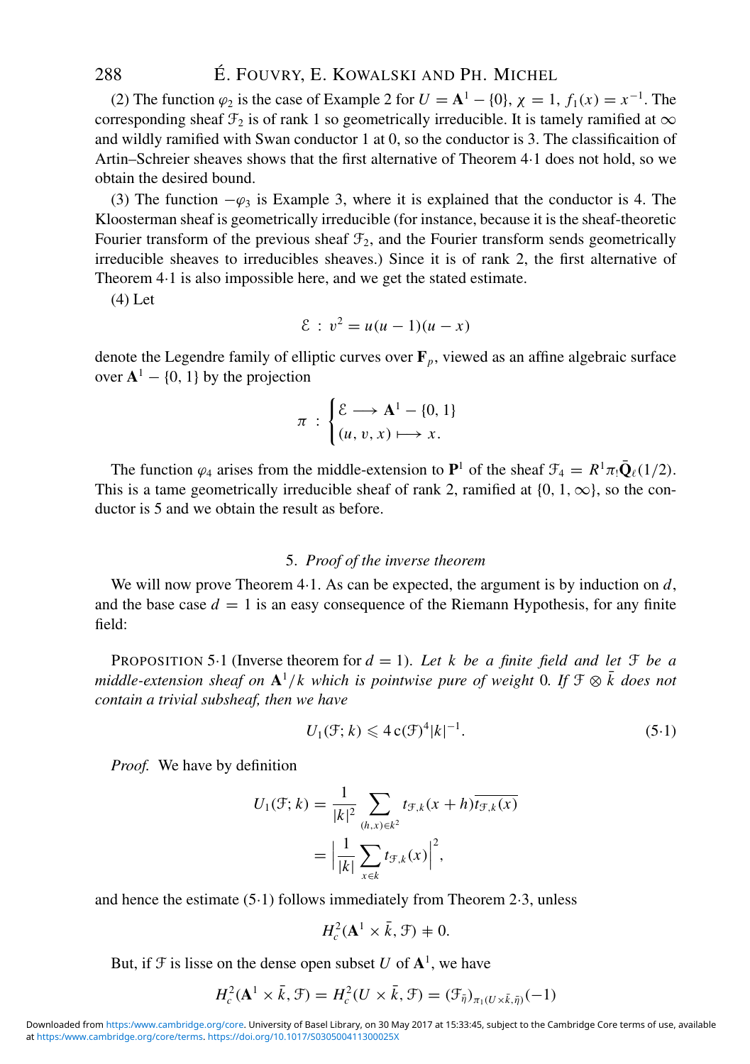(2) The function $\varphi_2$ is the case of Example 2 for $U = \mathbf{A}^1 - \{0\}$, $\chi = 1$, $f_1(x) = x^{-1}$. The corresponding sheaf $\mathcal{F}_2$ is of rank 1 so geometrically irreducible. It is tamely ramified at $\infty$ and wildly ramified with Swan conductor 1 at 0, so the conductor is 3. The classificaition of Artin–Schreier sheaves shows that the first alternative of Theorem 4·1 does not hold, so we obtain the desired bound.

(3) The function $-\varphi_3$ is Example 3, where it is explained that the conductor is 4. The Kloosterman sheaf is geometrically irreducible (for instance, because it is the sheaf-theoretic Fourier transform of the previous sheaf $\mathcal{F}_2$, and the Fourier transform sends geometrically irreducible sheaves to irreducibles sheaves.) Since it is of rank 2, the first alternative of Theorem 4·1 is also impossible here, and we get the stated estimate.

(4) Let

$$\mathcal{E} \,:\, v^2 = u(u-1)(u-x)$$

denote the Legendre family of elliptic curves over $\mathbf{F}_p$, viewed as an affine algebraic surface over $\mathbf{A}^1 - \{0, 1\}$ by the projection

$$\pi \,:\, \begin{cases} \mathcal{E} \longrightarrow \mathbf{A}^1 - \{0, 1\} \\ (u, v, x) \longmapsto x. \end{cases}$$

The function $\varphi_4$ arises from the middle-extension to $\mathbf{P}^1$ of the sheaf $\mathcal{F}_4 = R^1\pi_!\bar{\mathbf{Q}}_\ell(1/2)$. This is a tame geometrically irreducible sheaf of rank 2, ramified at $\{0, 1, \infty\}$, so the conductor is 5 and we obtain the result as before.

## 5. *Proof of the inverse theorem*

We will now prove Theorem 4·1. As can be expected, the argument is by induction on $d$, and the base case $d = 1$ is an easy consequence of the Riemann Hypothesis, for any finite field:

PROPOSITION 5·1 (Inverse theorem for $d = 1$). *Let $k$ be a finite field and let $\mathcal{F}$ be a middle-extension sheaf on $\mathbf{A}^1/k$ which is pointwise pure of weight 0. If $\mathcal{F} \otimes \bar{k}$ does not contain a trivial subsheaf, then we have*

$$U_1(\mathcal{F}; k) \leqslant 4\,\mathrm{c}(\mathcal{F})^4 |k|^{-1}. \tag{5·1}$$

*Proof.* We have by definition

$$\begin{aligned} U_1(\mathcal{F}; k) &= \frac{1}{|k|^2} \sum_{(h,x)\in k^2} t_{\mathcal{F},k}(x+h)\overline{t_{\mathcal{F},k}(x)} \\ &= \Big| \frac{1}{|k|} \sum_{x\in k} t_{\mathcal{F},k}(x) \Big|^2, \end{aligned}$$

and hence the estimate (5·1) follows immediately from Theorem 2·3, unless

$$H_c^2(\mathbf{A}^1 \times \bar{k}, \mathcal{F}) \neq 0.$$

But, if $\mathcal{F}$ is lisse on the dense open subset $U$ of $\mathbf{A}^1$, we have

$$H_c^2(\mathbf{A}^1 \times \bar{k}, \mathcal{F}) = H_c^2(U \times \bar{k}, \mathcal{F}) = (\mathcal{F}_{\bar{\eta}})_{\pi_1(U\times\bar{k},\bar{\eta})}(-1)$$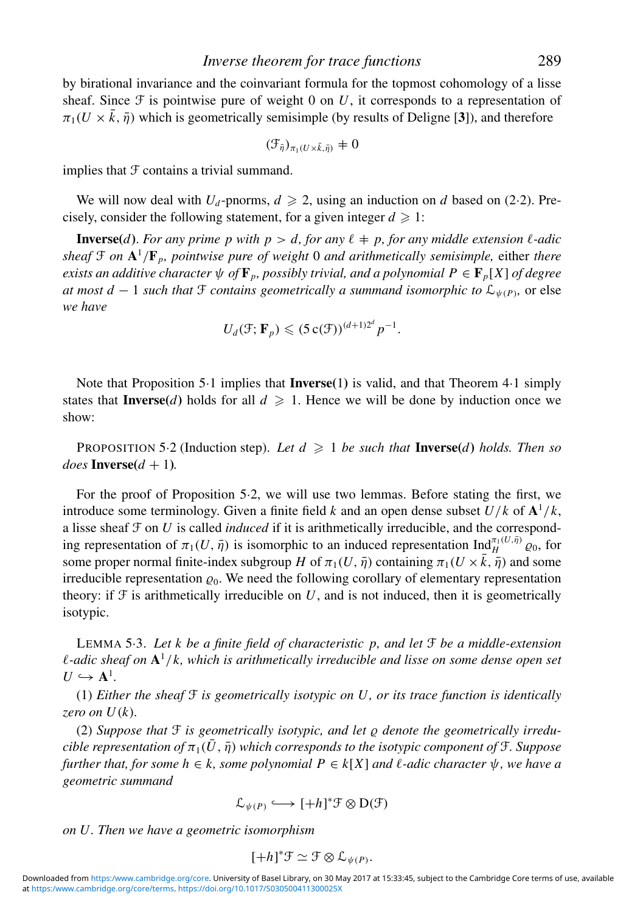by birational invariance and the coinvariant formula for the topmost cohomology of a lisse sheaf. Since $\mathcal{F}$ is pointwise pure of weight 0 on $U$, it corresponds to a representation of $\pi_1(U \times \bar{k}, \bar{\eta})$ which is geometrically semisimple (by results of Deligne [**3**]), and therefore

$$(\mathcal{F}_{\bar{\eta}})_{\pi_1(U\times\bar{k},\bar{\eta})} \neq 0$$

implies that $\mathcal{F}$ contains a trivial summand.

We will now deal with $U_d$-pnorms, $d \geqslant 2$, using an induction on $d$ based on (2·2). Precisely, consider the following statement, for a given integer $d \geqslant 1$:

**Inverse($d$).** *For any prime $p$ with $p > d$, for any $\ell \neq p$, for any middle extension $\ell$-adic sheaf $\mathcal{F}$ on $\mathbf{A}^1/\mathbf{F}_p$, pointwise pure of weight 0 and arithmetically semisimple,* either *there exists an additive character $\psi$ of $\mathbf{F}_p$, possibly trivial, and a polynomial $P \in \mathbf{F}_p[X]$ of degree at most $d-1$ such that $\mathcal{F}$ contains geometrically a summand isomorphic to $\mathcal{L}_{\psi(P)}$,* or else *we have*

$$U_d(\mathcal{F}; \mathbf{F}_p) \leqslant (5\,\mathrm{c}(\mathcal{F}))^{(d+1)2^d}\, p^{-1}.$$

Note that Proposition 5·1 implies that **Inverse(1)** is valid, and that Theorem 4·1 simply states that **Inverse($d$)** holds for all $d \geqslant 1$. Hence we will be done by induction once we show:

PROPOSITION 5·2 (Induction step). *Let $d \geqslant 1$ be such that* **Inverse($d$)** *holds. Then so does* **Inverse($d+1$)***.*

For the proof of Proposition 5·2, we will use two lemmas. Before stating the first, we introduce some terminology. Given a finite field $k$ and an open dense subset $U/k$ of $\mathbf{A}^1/k$, a lisse sheaf $\mathcal{F}$ on $U$ is called *induced* if it is arithmetically irreducible, and the corresponding representation of $\pi_1(U, \bar{\eta})$ is isomorphic to an induced representation $\mathrm{Ind}_H^{\pi_1(U,\bar{\eta})} \varrho_0$, for some proper normal finite-index subgroup $H$ of $\pi_1(U, \bar{\eta})$ containing $\pi_1(U \times \bar{k}, \bar{\eta})$ and some irreducible representation $\varrho_0$. We need the following corollary of elementary representation theory: if $\mathcal{F}$ is arithmetically irreducible on $U$, and is not induced, then it is geometrically isotypic.

LEMMA 5·3. *Let $k$ be a finite field of characteristic $p$, and let $\mathcal{F}$ be a middle-extension $\ell$-adic sheaf on $\mathbf{A}^1/k$, which is arithmetically irreducible and lisse on some dense open set $U \hookrightarrow \mathbf{A}^1$.*

(1) *Either the sheaf $\mathcal{F}$ is geometrically isotypic on $U$, or its trace function is identically zero on $U(k)$.*

(2) *Suppose that $\mathcal{F}$ is geometrically isotypic, and let $\varrho$ denote the geometrically irreducible representation of $\pi_1(\bar{U}, \bar{\eta})$ which corresponds to the isotypic component of $\mathcal{F}$. Suppose further that, for some $h \in k$, some polynomial $P \in k[X]$ and $\ell$-adic character $\psi$, we have a geometric summand*

$$\mathcal{L}_{\psi(P)} \longleftrightarrow [+h]^*\mathcal{F} \otimes \mathrm{D}(\mathcal{F})$$

*on $U$. Then we have a geometric isomorphism*

$$[+h]^*\mathcal{F} \simeq \mathcal{F} \otimes \mathcal{L}_{\psi(P)}.$$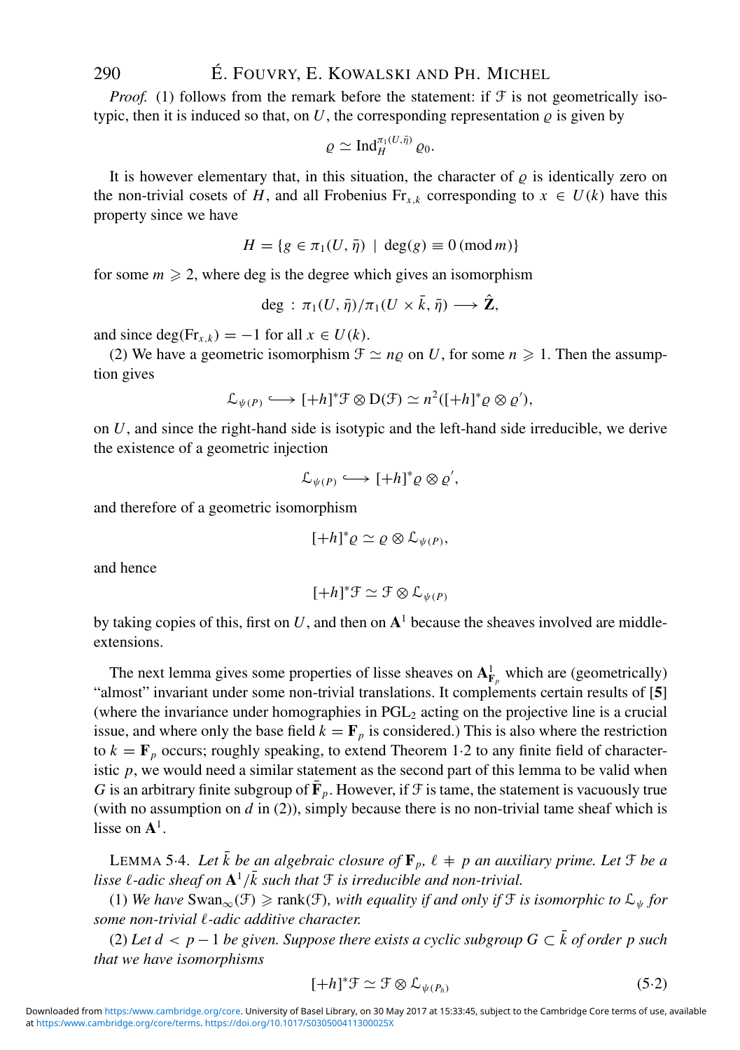*Proof.* (1) follows from the remark before the statement: if $\mathcal{F}$ is not geometrically isotypic, then it is induced so that, on $U$, the corresponding representation $\varrho$ is given by

$$\varrho \simeq \mathrm{Ind}_H^{\pi_1(U,\bar{\eta})} \varrho_0.$$

It is however elementary that, in this situation, the character of $\varrho$ is identically zero on the non-trivial cosets of $H$, and all Frobenius $\mathrm{Fr}_{x,k}$ corresponding to $x \in U(k)$ have this property since we have

$$H = \{g \in \pi_1(U, \bar{\eta}) \mid \deg(g) \equiv 0 \,(\mathrm{mod}\, m)\}$$

for some $m \geqslant 2$, where deg is the degree which gives an isomorphism

$$\deg : \pi_1(U, \bar{\eta})/\pi_1(U \times \bar{k}, \bar{\eta}) \longrightarrow \hat{\mathbf{Z}},$$

and since $\deg(\mathrm{Fr}_{x,k}) = -1$ for all $x \in U(k)$.

(2) We have a geometric isomorphism $\mathcal{F} \simeq n\varrho$ on $U$, for some $n \geqslant 1$. Then the assumption gives

$$\mathcal{L}_{\psi(P)} \longrightarrow [+h]^*\mathcal{F} \otimes \mathrm{D}(\mathcal{F}) \simeq n^2([+h]^*\varrho \otimes \varrho'),$$

on $U$, and since the right-hand side is isotypic and the left-hand side irreducible, we derive the existence of a geometric injection

$$\mathcal{L}_{\psi(P)} \longrightarrow [+h]^*\varrho \otimes \varrho',$$

and therefore of a geometric isomorphism

$$[+h]^*\varrho \simeq \varrho \otimes \mathcal{L}_{\psi(P)},$$

and hence

$$[+h]^*\mathcal{F} \simeq \mathcal{F} \otimes \mathcal{L}_{\psi(P)}$$

by taking copies of this, first on $U$, and then on $\mathbf{A}^1$ because the sheaves involved are middle-extensions.

The next lemma gives some properties of lisse sheaves on $\mathbf{A}^1_{\mathbf{F}_p}$ which are (geometrically) "almost" invariant under some non-trivial translations. It complements certain results of **[5]** (where the invariance under homographies in $\mathrm{PGL}_2$ acting on the projective line is a crucial issue, and where only the base field $k = \mathbf{F}_p$ is considered.) This is also where the restriction to $k = \mathbf{F}_p$ occurs; roughly speaking, to extend Theorem 1·2 to any finite field of characteristic $p$, we would need a similar statement as the second part of this lemma to be valid when $G$ is an arbitrary finite subgroup of $\bar{\mathbf{F}}_p$. However, if $\mathcal{F}$ is tame, the statement is vacuously true (with no assumption on $d$ in (2)), simply because there is no non-trivial tame sheaf which is lisse on $\mathbf{A}^1$.

LEMMA 5·4. *Let $\bar{k}$ be an algebraic closure of $\mathbf{F}_p$, $\ell \neq p$ an auxiliary prime. Let $\mathcal{F}$ be a lisse $\ell$-adic sheaf on $\mathbf{A}^1/\bar{k}$ such that $\mathcal{F}$ is irreducible and non-trivial.*

(1) *We have $\mathrm{Swan}_\infty(\mathcal{F}) \geqslant \mathrm{rank}(\mathcal{F})$, with equality if and only if $\mathcal{F}$ is isomorphic to $\mathcal{L}_\psi$ for some non-trivial $\ell$-adic additive character.*

(2) *Let $d < p - 1$ be given. Suppose there exists a cyclic subgroup $G \subset \bar{k}$ of order $p$ such that we have isomorphisms*

$$[+h]^*\mathcal{F} \simeq \mathcal{F} \otimes \mathcal{L}_{\psi(P_h)} \tag{5·2}$$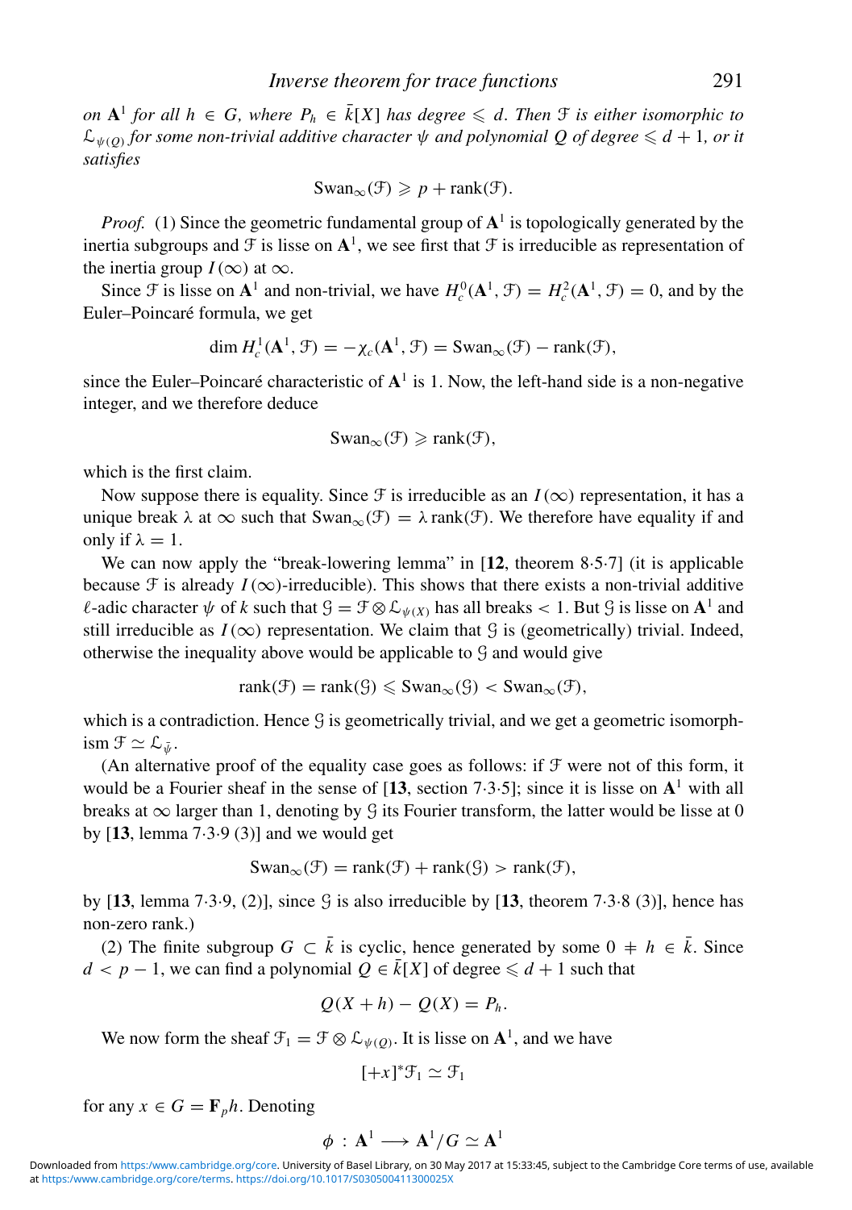*on* $\mathbf{A}^1$ *for all* $h \in G$*, where* $P_h \in \bar{k}[X]$ *has degree* $\leqslant d$*. Then* $\mathcal{F}$ *is either isomorphic to* $\mathcal{L}_{\psi(Q)}$ *for some non-trivial additive character* $\psi$ *and polynomial* $Q$ *of degree* $\leqslant d+1$*, or it satisfies*

$$\mathrm{Swan}_\infty(\mathcal{F}) \geqslant p + \mathrm{rank}(\mathcal{F}).$$

*Proof.* (1) Since the geometric fundamental group of $\mathbf{A}^1$ is topologically generated by the inertia subgroups and $\mathcal{F}$ is lisse on $\mathbf{A}^1$, we see first that $\mathcal{F}$ is irreducible as representation of the inertia group $I(\infty)$ at $\infty$.

Since $\mathcal{F}$ is lisse on $\mathbf{A}^1$ and non-trivial, we have $H^0_c(\mathbf{A}^1, \mathcal{F}) = H^2_c(\mathbf{A}^1, \mathcal{F}) = 0$, and by the Euler–Poincaré formula, we get

$$\dim H^1_c(\mathbf{A}^1, \mathcal{F}) = -\chi_c(\mathbf{A}^1, \mathcal{F}) = \mathrm{Swan}_\infty(\mathcal{F}) - \mathrm{rank}(\mathcal{F}),$$

since the Euler–Poincaré characteristic of $\mathbf{A}^1$ is 1. Now, the left-hand side is a non-negative integer, and we therefore deduce

$$\mathrm{Swan}_\infty(\mathcal{F}) \geqslant \mathrm{rank}(\mathcal{F}),$$

which is the first claim.

Now suppose there is equality. Since $\mathcal{F}$ is irreducible as an $I(\infty)$ representation, it has a unique break $\lambda$ at $\infty$ such that $\mathrm{Swan}_\infty(\mathcal{F}) = \lambda\, \mathrm{rank}(\mathcal{F})$. We therefore have equality if and only if $\lambda = 1$.

We can now apply the "break-lowering lemma" in [**12**, theorem 8·5·7] (it is applicable because $\mathcal{F}$ is already $I(\infty)$-irreducible). This shows that there exists a non-trivial additive $\ell$-adic character $\psi$ of $k$ such that $\mathcal{G} = \mathcal{F} \otimes \mathcal{L}_{\psi(X)}$ has all breaks $< 1$. But $\mathcal{G}$ is lisse on $\mathbf{A}^1$ and still irreducible as $I(\infty)$ representation. We claim that $\mathcal{G}$ is (geometrically) trivial. Indeed, otherwise the inequality above would be applicable to $\mathcal{G}$ and would give

$$\mathrm{rank}(\mathcal{F}) = \mathrm{rank}(\mathcal{G}) \leqslant \mathrm{Swan}_\infty(\mathcal{G}) < \mathrm{Swan}_\infty(\mathcal{F}),$$

which is a contradiction. Hence $\mathcal{G}$ is geometrically trivial, and we get a geometric isomorphism $\mathcal{F} \simeq \mathcal{L}_{\bar{\psi}}$.

(An alternative proof of the equality case goes as follows: if $\mathcal{F}$ were not of this form, it would be a Fourier sheaf in the sense of [**13**, section 7·3·5]; since it is lisse on $\mathbf{A}^1$ with all breaks at $\infty$ larger than 1, denoting by $\mathcal{G}$ its Fourier transform, the latter would be lisse at 0 by [**13**, lemma 7·3·9 (3)] and we would get

$$\mathrm{Swan}_\infty(\mathcal{F}) = \mathrm{rank}(\mathcal{F}) + \mathrm{rank}(\mathcal{G}) > \mathrm{rank}(\mathcal{F}),$$

by [**13**, lemma 7·3·9, (2)], since $\mathcal{G}$ is also irreducible by [**13**, theorem 7·3·8 (3)], hence has non-zero rank.)

(2) The finite subgroup $G \subset \bar{k}$ is cyclic, hence generated by some $0 \neq h \in \bar{k}$. Since $d < p-1$, we can find a polynomial $Q \in \bar{k}[X]$ of degree $\leqslant d+1$ such that

$$Q(X+h) - Q(X) = P_h.$$

We now form the sheaf $\mathcal{F}_1 = \mathcal{F} \otimes \mathcal{L}_{\psi(Q)}$. It is lisse on $\mathbf{A}^1$, and we have

$$[+x]^*\mathcal{F}_1 \simeq \mathcal{F}_1$$

for any $x \in G = \mathbf{F}_p h$. Denoting

$$\phi\,:\,\mathbf{A}^1 \longrightarrow \mathbf{A}^1/G \simeq \mathbf{A}^1$$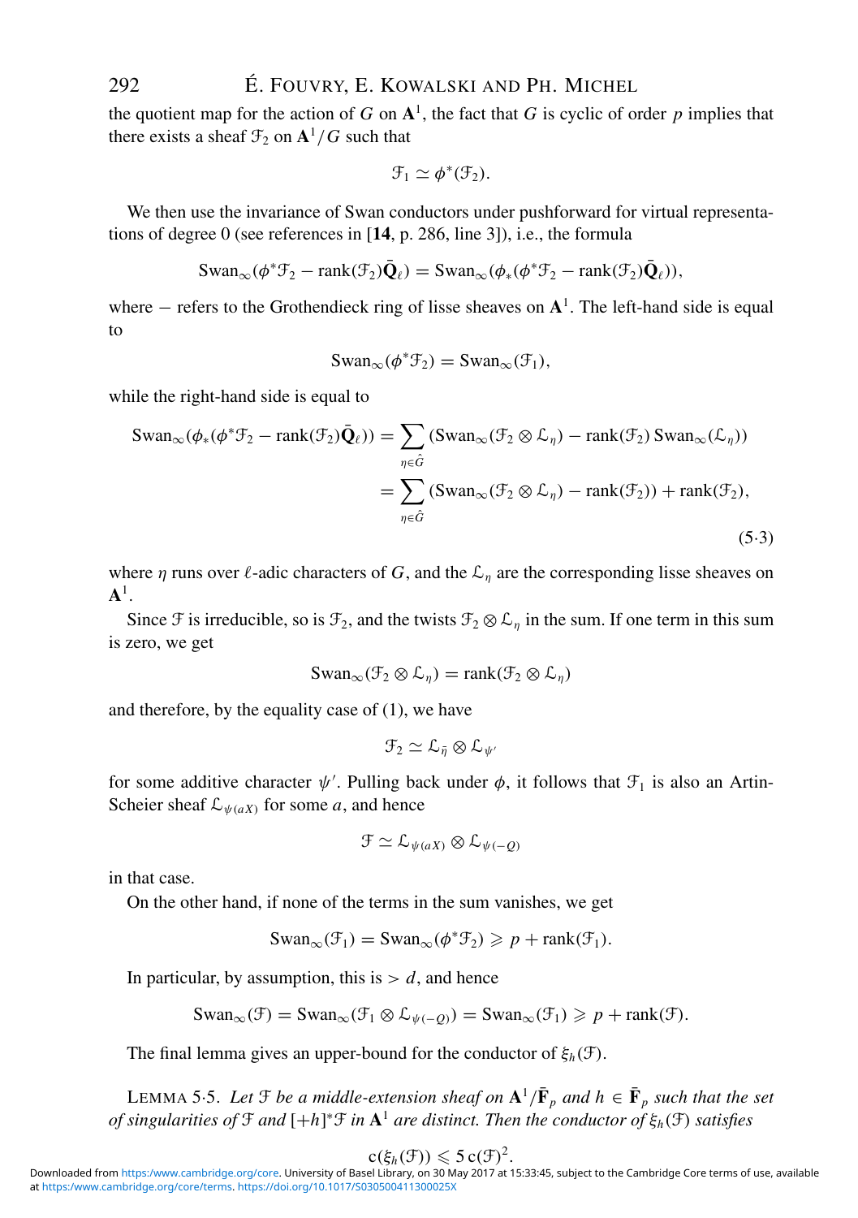the quotient map for the action of $G$ on $\mathbf{A}^1$, the fact that $G$ is cyclic of order $p$ implies that there exists a sheaf $\mathcal{F}_2$ on $\mathbf{A}^1/G$ such that

$$\mathcal{F}_1 \simeq \phi^*(\mathcal{F}_2).$$

We then use the invariance of Swan conductors under pushforward for virtual representations of degree 0 (see references in [**14**, p. 286, line 3]), i.e., the formula

$$\mathrm{Swan}_\infty(\phi^*\mathcal{F}_2 - \mathrm{rank}(\mathcal{F}_2)\bar{\mathbf{Q}}_\ell) = \mathrm{Swan}_\infty(\phi_*(\phi^*\mathcal{F}_2 - \mathrm{rank}(\mathcal{F}_2)\bar{\mathbf{Q}}_\ell)),$$

where $-$ refers to the Grothendieck ring of lisse sheaves on $\mathbf{A}^1$. The left-hand side is equal to

$$\mathrm{Swan}_\infty(\phi^*\mathcal{F}_2) = \mathrm{Swan}_\infty(\mathcal{F}_1),$$

while the right-hand side is equal to

$$\begin{aligned}
\mathrm{Swan}_\infty(\phi_*(\phi^*\mathcal{F}_2 - \mathrm{rank}(\mathcal{F}_2)\bar{\mathbf{Q}}_\ell)) &= \sum_{\eta\in\hat{G}} (\mathrm{Swan}_\infty(\mathcal{F}_2\otimes\mathcal{L}_\eta) - \mathrm{rank}(\mathcal{F}_2)\,\mathrm{Swan}_\infty(\mathcal{L}_\eta)) \\
&= \sum_{\eta\in\hat{G}} (\mathrm{Swan}_\infty(\mathcal{F}_2\otimes\mathcal{L}_\eta) - \mathrm{rank}(\mathcal{F}_2)) + \mathrm{rank}(\mathcal{F}_2),
\end{aligned} \tag{5·3}$$

where $\eta$ runs over $\ell$-adic characters of $G$, and the $\mathcal{L}_\eta$ are the corresponding lisse sheaves on $\mathbf{A}^1$.

Since $\mathcal{F}$ is irreducible, so is $\mathcal{F}_2$, and the twists $\mathcal{F}_2\otimes\mathcal{L}_\eta$ in the sum. If one term in this sum is zero, we get

$$\mathrm{Swan}_\infty(\mathcal{F}_2\otimes\mathcal{L}_\eta) = \mathrm{rank}(\mathcal{F}_2\otimes\mathcal{L}_\eta)$$

and therefore, by the equality case of (1), we have

$$\mathcal{F}_2 \simeq \mathcal{L}_{\bar{\eta}}\otimes\mathcal{L}_{\psi'}$$

for some additive character $\psi'$. Pulling back under $\phi$, it follows that $\mathcal{F}_1$ is also an Artin-Scheier sheaf $\mathcal{L}_{\psi(aX)}$ for some $a$, and hence

$$\mathcal{F} \simeq \mathcal{L}_{\psi(aX)}\otimes\mathcal{L}_{\psi(-Q)}$$

in that case.

On the other hand, if none of the terms in the sum vanishes, we get

$$\mathrm{Swan}_\infty(\mathcal{F}_1) = \mathrm{Swan}_\infty(\phi^*\mathcal{F}_2) \geqslant p + \mathrm{rank}(\mathcal{F}_1).$$

In particular, by assumption, this is $> d$, and hence

$$\mathrm{Swan}_\infty(\mathcal{F}) = \mathrm{Swan}_\infty(\mathcal{F}_1\otimes\mathcal{L}_{\psi(-Q)}) = \mathrm{Swan}_\infty(\mathcal{F}_1) \geqslant p + \mathrm{rank}(\mathcal{F}).$$

The final lemma gives an upper-bound for the conductor of $\xi_h(\mathcal{F})$.

LEMMA 5·5. *Let $\mathcal{F}$ be a middle-extension sheaf on $\mathbf{A}^1/\bar{\mathbf{F}}_p$ and $h\in\bar{\mathbf{F}}_p$ such that the set of singularities of $\mathcal{F}$ and $[+h]^*\mathcal{F}$ in $\mathbf{A}^1$ are distinct. Then the conductor of $\xi_h(\mathcal{F})$ satisfies*

$$\mathrm{c}(\xi_h(\mathcal{F})) \leqslant 5\,\mathrm{c}(\mathcal{F})^2.$$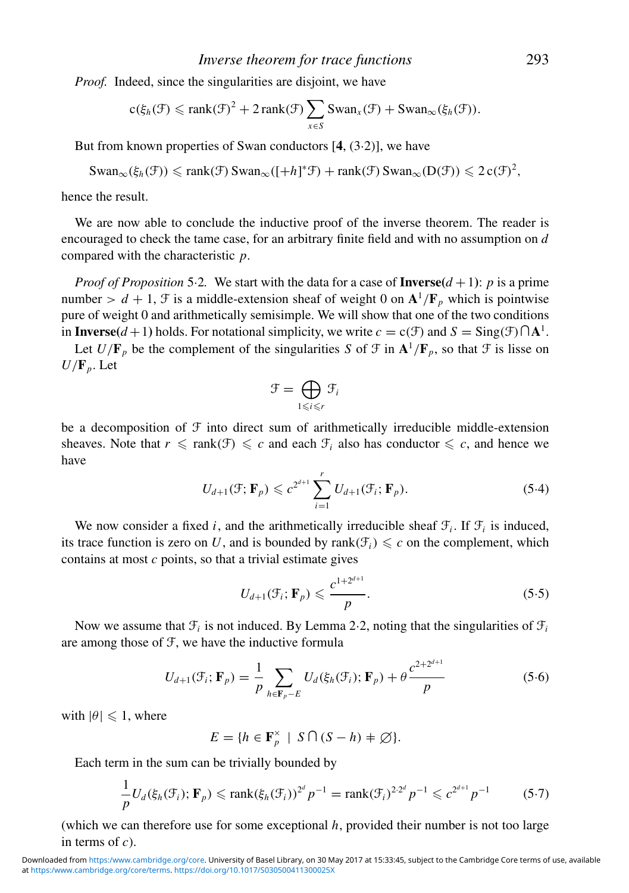*Proof.* Indeed, since the singularities are disjoint, we have

$$\mathrm{c}(\xi_h(\mathcal{F}) \leqslant \mathrm{rank}(\mathcal{F})^2 + 2\,\mathrm{rank}(\mathcal{F}) \sum_{x\in S} \mathrm{Swan}_x(\mathcal{F}) + \mathrm{Swan}_\infty(\xi_h(\mathcal{F})).$$

But from known properties of Swan conductors [**4**, (3·2)], we have

$$\mathrm{Swan}_\infty(\xi_h(\mathcal{F})) \leqslant \mathrm{rank}(\mathcal{F})\,\mathrm{Swan}_\infty([+h]^*\mathcal{F}) + \mathrm{rank}(\mathcal{F})\,\mathrm{Swan}_\infty(\mathrm{D}(\mathcal{F})) \leqslant 2\,\mathrm{c}(\mathcal{F})^2,$$

hence the result.

We are now able to conclude the inductive proof of the inverse theorem. The reader is encouraged to check the tame case, for an arbitrary finite field and with no assumption on $d$ compared with the characteristic $p$.

*Proof of Proposition* 5·2. We start with the data for a case of **Inverse**$(d+1)$: $p$ is a prime number $> d+1$, $\mathcal{F}$ is a middle-extension sheaf of weight 0 on $\mathbf{A}^1/\mathbf{F}_p$ which is pointwise pure of weight 0 and arithmetically semisimple. We will show that one of the two conditions in **Inverse**$(d+1)$ holds. For notational simplicity, we write $c = \mathrm{c}(\mathcal{F})$ and $S = \mathrm{Sing}(\mathcal{F}) \bigcap \mathbf{A}^1$.

Let $U/\mathbf{F}_p$ be the complement of the singularities $S$ of $\mathcal{F}$ in $\mathbf{A}^1/\mathbf{F}_p$, so that $\mathcal{F}$ is lisse on $U/\mathbf{F}_p$. Let

$$\mathcal{F} = \bigoplus_{1\leqslant i\leqslant r} \mathcal{F}_i$$

be a decomposition of $\mathcal{F}$ into direct sum of arithmetically irreducible middle-extension sheaves. Note that $r \leqslant \mathrm{rank}(\mathcal{F}) \leqslant c$ and each $\mathcal{F}_i$ also has conductor $\leqslant c$, and hence we have

$$U_{d+1}(\mathcal{F};\mathbf{F}_p) \leqslant c^{2^{d+1}} \sum_{i=1}^{r} U_{d+1}(\mathcal{F}_i;\mathbf{F}_p). \tag{5·4}$$

We now consider a fixed $i$, and the arithmetically irreducible sheaf $\mathcal{F}_i$. If $\mathcal{F}_i$ is induced, its trace function is zero on $U$, and is bounded by $\mathrm{rank}(\mathcal{F}_i) \leqslant c$ on the complement, which contains at most $c$ points, so that a trivial estimate gives

$$U_{d+1}(\mathcal{F}_i;\mathbf{F}_p) \leqslant \frac{c^{1+2^{d+1}}}{p}. \tag{5·5}$$

Now we assume that $\mathcal{F}_i$ is not induced. By Lemma 2·2, noting that the singularities of $\mathcal{F}_i$ are among those of $\mathcal{F}$, we have the inductive formula

$$U_{d+1}(\mathcal{F}_i;\mathbf{F}_p) = \frac{1}{p}\sum_{h\in\mathbf{F}_p - E} U_d(\xi_h(\mathcal{F}_i);\mathbf{F}_p) + \theta\frac{c^{2+2^{d+1}}}{p} \tag{5·6}$$

with $|\theta| \leqslant 1$, where

$$E = \{h \in \mathbf{F}_p^\times \ |\ S \bigcap (S-h) \neq \varnothing\}.$$

Each term in the sum can be trivially bounded by

$$\frac{1}{p}U_d(\xi_h(\mathcal{F}_i);\mathbf{F}_p) \leqslant \mathrm{rank}(\xi_h(\mathcal{F}_i))^{2^d}p^{-1} = \mathrm{rank}(\mathcal{F}_i)^{2\cdot 2^d}p^{-1} \leqslant c^{2^{d+1}}p^{-1} \tag{5·7}$$

(which we can therefore use for some exceptional $h$, provided their number is not too large in terms of $c$).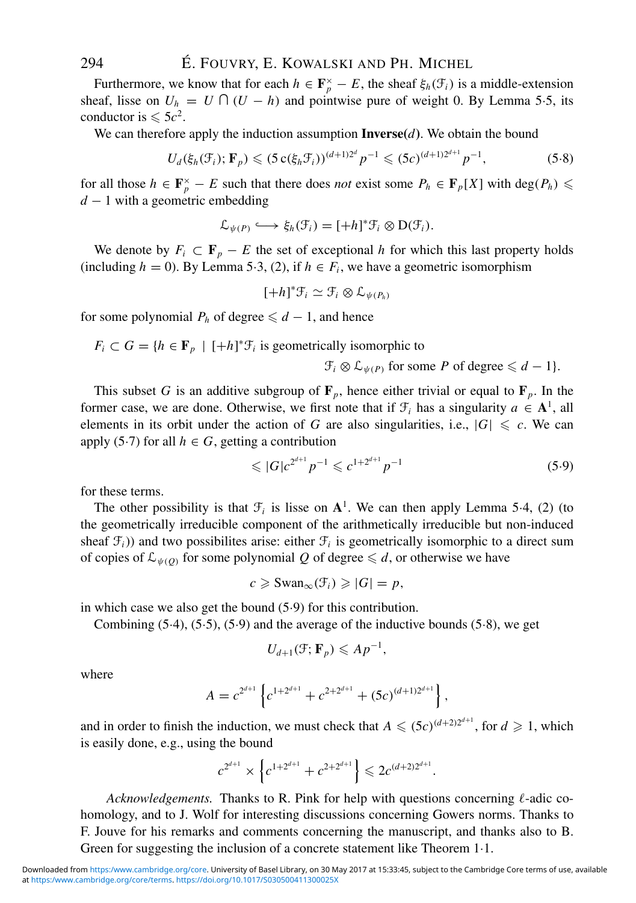Furthermore, we know that for each $h \in \mathbf{F}_p^\times - E$, the sheaf $\xi_h(\mathcal{F}_i)$ is a middle-extension sheaf, lisse on $U_h = U \cap (U - h)$ and pointwise pure of weight 0. By Lemma 5·5, its conductor is $\leqslant 5c^2$.

We can therefore apply the induction assumption **Inverse($d$)**. We obtain the bound

$$U_d(\xi_h(\mathcal{F}_i); \mathbf{F}_p) \leqslant (5\,\mathrm{c}(\xi_h\mathcal{F}_i))^{(d+1)2^d} p^{-1} \leqslant (5c)^{(d+1)2^{d+1}} p^{-1}, \tag{5·8}$$

for all those $h \in \mathbf{F}_p^\times - E$ such that there does *not* exist some $P_h \in \mathbf{F}_p[X]$ with $\deg(P_h) \leqslant d-1$ with a geometric embedding

$$\mathcal{L}_{\psi(P)} \hookrightarrow \xi_h(\mathcal{F}_i) = [+h]^*\mathcal{F}_i \otimes \mathrm{D}(\mathcal{F}_i).$$

We denote by $F_i \subset \mathbf{F}_p - E$ the set of exceptional $h$ for which this last property holds (including $h = 0$). By Lemma 5·3, (2), if $h \in F_i$, we have a geometric isomorphism

$$[+h]^*\mathcal{F}_i \simeq \mathcal{F}_i \otimes \mathcal{L}_{\psi(P_h)}$$

for some polynomial $P_h$ of degree $\leqslant d-1$, and hence

$$F_i \subset G = \{h \in \mathbf{F}_p \mid [+h]^*\mathcal{F}_i \text{ is geometrically isomorphic to } \mathcal{F}_i \otimes \mathcal{L}_{\psi(P)} \text{ for some } P \text{ of degree} \leqslant d-1\}.$$

This subset $G$ is an additive subgroup of $\mathbf{F}_p$, hence either trivial or equal to $\mathbf{F}_p$. In the former case, we are done. Otherwise, we first note that if $\mathcal{F}_i$ has a singularity $a \in \mathbf{A}^1$, all elements in its orbit under the action of $G$ are also singularities, i.e., $|G| \leqslant c$. We can apply (5·7) for all $h \in G$, getting a contribution

$$\leqslant |G| c^{2^{d+1}} p^{-1} \leqslant c^{1+2^{d+1}} p^{-1} \tag{5·9}$$

for these terms.

The other possibility is that $\mathcal{F}_i$ is lisse on $\mathbf{A}^1$. We can then apply Lemma 5·4, (2) (to the geometrically irreducible component of the arithmetically irreducible but non-induced sheaf $\mathcal{F}_i$)) and two possibilites arise: either $\mathcal{F}_i$ is geometrically isomorphic to a direct sum of copies of $\mathcal{L}_{\psi(Q)}$ for some polynomial $Q$ of degree $\leqslant d$, or otherwise we have

$$c \geqslant \mathrm{Swan}_\infty(\mathcal{F}_i) \geqslant |G| = p,$$

in which case we also get the bound (5·9) for this contribution.

Combining (5·4), (5·5), (5·9) and the average of the inductive bounds (5·8), we get

$$U_{d+1}(\mathcal{F}; \mathbf{F}_p) \leqslant A p^{-1},$$

where

$$A = c^{2^{d+1}} \left\{ c^{1+2^{d+1}} + c^{2+2^{d+1}} + (5c)^{(d+1)2^{d+1}} \right\},$$

and in order to finish the induction, we must check that $A \leqslant (5c)^{(d+2)2^{d+1}}$, for $d \geqslant 1$, which is easily done, e.g., using the bound

$$c^{2^{d+1}} \times \left\{ c^{1+2^{d+1}} + c^{2+2^{d+1}} \right\} \leqslant 2c^{(d+2)2^{d+1}}.$$

*Acknowledgements.* Thanks to R. Pink for help with questions concerning $\ell$-adic cohomology, and to J. Wolf for interesting discussions concerning Gowers norms. Thanks to F. Jouve for his remarks and comments concerning the manuscript, and thanks also to B. Green for suggesting the inclusion of a concrete statement like Theorem 1·1.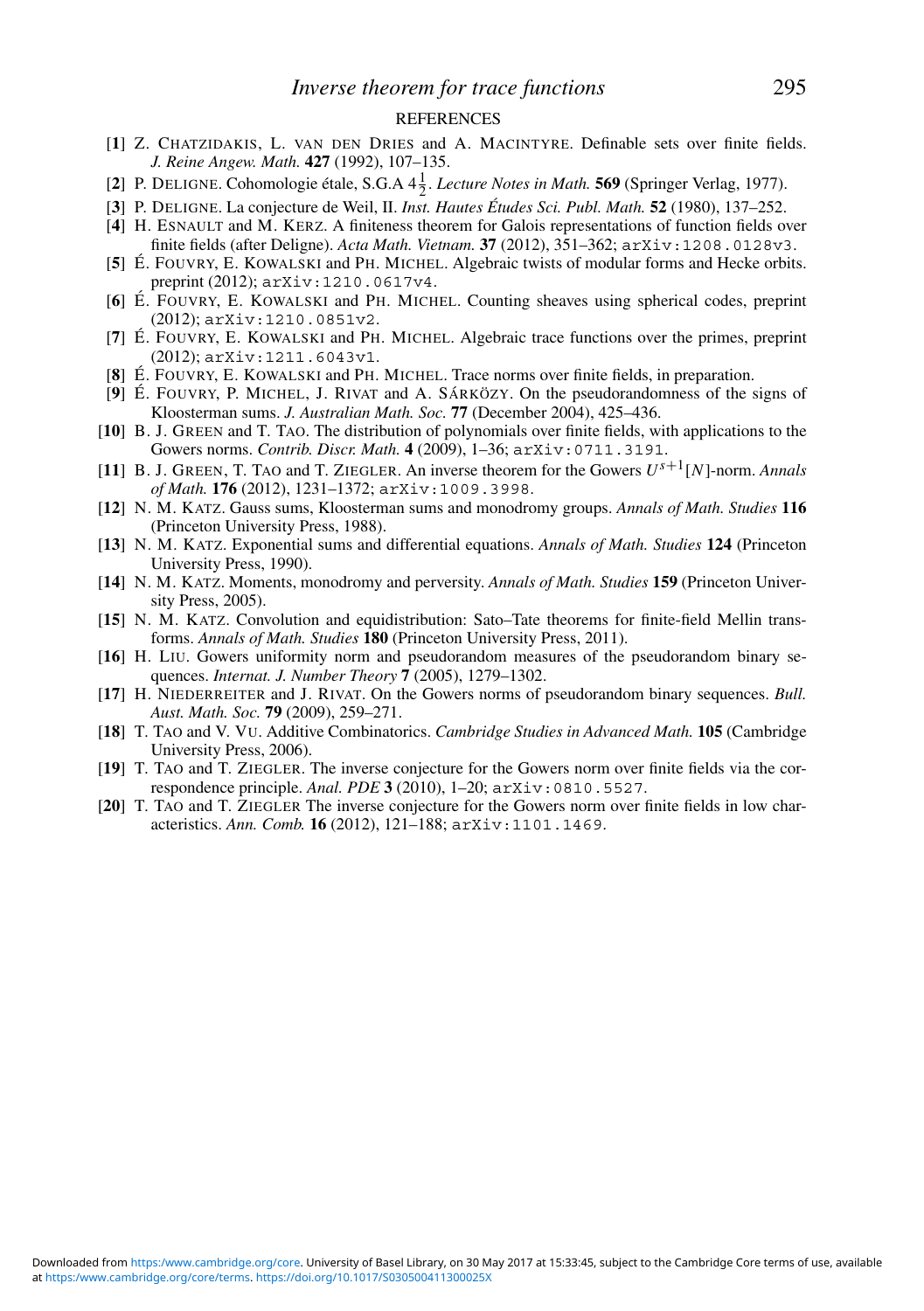## REFERENCES

[**1**] Z. Chatzidakis, L. van den Dries and A. Macintyre. Definable sets over finite fields. *J. Reine Angew. Math.* **427** (1992), 107–135.

[**2**] P. Deligne. Cohomologie étale, S.G.A $4\frac{1}{2}$. *Lecture Notes in Math.* **569** (Springer Verlag, 1977).

[**3**] P. Deligne. La conjecture de Weil, II. *Inst. Hautes Études Sci. Publ. Math.* **52** (1980), 137–252.

[**4**] H. Esnault and M. Kerz. A finiteness theorem for Galois representations of function fields over finite fields (after Deligne). *Acta Math. Vietnam.* **37** (2012), 351–362; arXiv:1208.0128v3.

[**5**] É. Fouvry, E. Kowalski and Ph. Michel. Algebraic twists of modular forms and Hecke orbits. preprint (2012); arXiv:1210.0617v4.

[**6**] É. Fouvry, E. Kowalski and Ph. Michel. Counting sheaves using spherical codes, preprint (2012); arXiv:1210.0851v2.

[**7**] É. Fouvry, E. Kowalski and Ph. Michel. Algebraic trace functions over the primes, preprint (2012); arXiv:1211.6043v1.

[**8**] É. Fouvry, E. Kowalski and Ph. Michel. Trace norms over finite fields, in preparation.

[**9**] É. Fouvry, P. Michel, J. Rivat and A. Sárközy. On the pseudorandomness of the signs of Kloosterman sums. *J. Australian Math. Soc.* **77** (December 2004), 425–436.

[**10**] B. J. Green and T. Tao. The distribution of polynomials over finite fields, with applications to the Gowers norms. *Contrib. Discr. Math.* **4** (2009), 1–36; arXiv:0711.3191.

[**11**] B. J. Green, T. Tao and T. Ziegler. An inverse theorem for the Gowers $U^{s+1}[N]$-norm. *Annals of Math.* **176** (2012), 1231–1372; arXiv:1009.3998.

[**12**] N. M. Katz. Gauss sums, Kloosterman sums and monodromy groups. *Annals of Math. Studies* **116** (Princeton University Press, 1988).

[**13**] N. M. Katz. Exponential sums and differential equations. *Annals of Math. Studies* **124** (Princeton University Press, 1990).

[**14**] N. M. Katz. Moments, monodromy and perversity. *Annals of Math. Studies* **159** (Princeton University Press, 2005).

[**15**] N. M. Katz. Convolution and equidistribution: Sato–Tate theorems for finite-field Mellin transforms. *Annals of Math. Studies* **180** (Princeton University Press, 2011).

[**16**] H. Liu. Gowers uniformity norm and pseudorandom measures of the pseudorandom binary sequences. *Internat. J. Number Theory* **7** (2005), 1279–1302.

[**17**] H. Niederreiter and J. Rivat. On the Gowers norms of pseudorandom binary sequences. *Bull. Aust. Math. Soc.* **79** (2009), 259–271.

[**18**] T. Tao and V. Vu. Additive Combinatorics. *Cambridge Studies in Advanced Math.* **105** (Cambridge University Press, 2006).

[**19**] T. Tao and T. Ziegler. The inverse conjecture for the Gowers norm over finite fields via the correspondence principle. *Anal. PDE* **3** (2010), 1–20; arXiv:0810.5527.

[**20**] T. Tao and T. Ziegler The inverse conjecture for the Gowers norm over finite fields in low characteristics. *Ann. Comb.* **16** (2012), 121–188; arXiv:1101.1469.